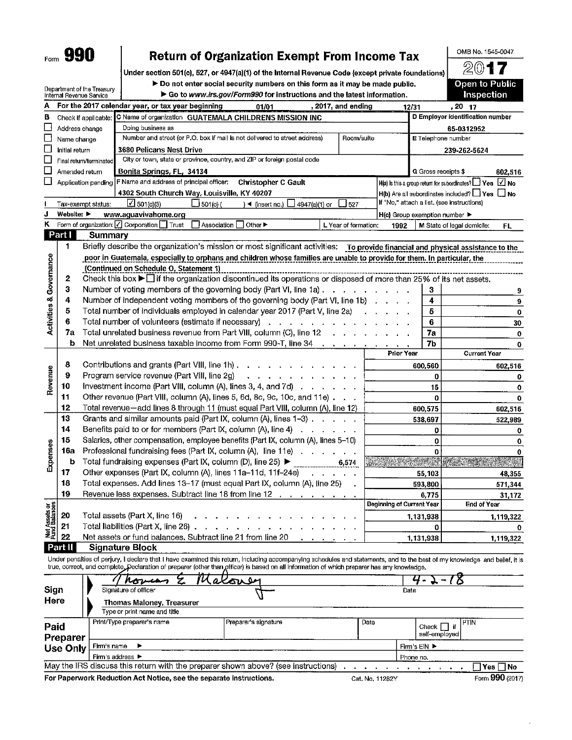Form **990**

# Return of Organization Exempt From Income Tax

Under section 501(c), 527, or 4947(a)(1) of the Internal Revenue Code (except private foundations)

▶ Do not enter social security numbers on this form as it may be made public.

▶ Go to www.irs.gov/Form990 for instructions and the latest information.

Department of the Treasury
Internal Revenue Service

OMB No. 1545-0047

**2017**

**Open to Public Inspection**

**A** For the 2017 calendar year, or tax year beginning 01/01 , 2017, and ending 12/31 , 20 17

**B** Check if applicable:
- ☐ Address change
- ☐ Name change
- ☐ Initial return
- ☐ Final return/terminated
- ☐ Amended return
- ☐ Application pending

**C** Name of organization: GUATEMALA CHILDRENS MISSION INC

Doing business as

Number and street (or P.O. box if mail is not delivered to street address) / Room/suite: 3680 Pelicans Nest Drive

City or town, state or province, country, and ZIP or foreign postal code: Bonita Springs, FL, 34134

**D** Employer identification number: 65-0312952

**E** Telephone number: 239-262-5624

**G** Gross receipts $ 602,516

**F** Name and address of principal officer: Christopher C Gault, 4302 South Church Way, Louisville, KY 40207

**H(a)** Is this a group return for subordinates? ☐ Yes ☑ No

**H(b)** Are all subordinates included? ☐ Yes ☐ No

If "No," attach a list. (see instructions)

**I** Tax-exempt status: ☑ 501(c)(3) ☐ 501(c) ( ) ◀ (insert no.) ☐ 4947(a)(1) or ☐ 527

**J** Website: ▶ www.aguavivahome.org

**H(c)** Group exemption number ▶

**K** Form of organization: ☑ Corporation ☐ Trust ☐ Association ☐ Other ▶

**L** Year of formation: 1992

**M** State of legal domicile: FL

## Part I Summary

### Activities & Governance

1. Briefly describe the organization's mission or most significant activities: To provide financial and physical assistance to the poor in Guatemala, especially to orphans and children whose families are unable to provide for them. In particular, the (Continued on Schedule O, Statement 1)
2. Check this box ▶ ☐ if the organization discontinued its operations or disposed of more than 25% of its net assets.

| Line | Description | No. | Value |
|---|---|---|---|
| 3 | Number of voting members of the governing body (Part VI, line 1a) | 3 | 9 |
| 4 | Number of independent voting members of the governing body (Part VI, line 1b) | 4 | 9 |
| 5 | Total number of individuals employed in calendar year 2017 (Part V, line 2a) | 5 | 0 |
| 6 | Total number of volunteers (estimate if necessary) | 6 | 30 |
| 7a | Total unrelated business revenue from Part VIII, column (C), line 12 | 7a | 0 |
| b | Net unrelated business taxable income from Form 990-T, line 34 | 7b | 0 |

### Revenue / Expenses

| Line | Description | Prior Year | Current Year |
|---|---|---|---|
| 8 | Contributions and grants (Part VIII, line 1h) | 600,560 | 602,516 |
| 9 | Program service revenue (Part VIII, line 2g) | 0 | 0 |
| 10 | Investment income (Part VIII, column (A), lines 3, 4, and 7d) | 15 | 0 |
| 11 | Other revenue (Part VIII, column (A), lines 5, 6d, 8c, 9c, 10c, and 11e) | 0 | 0 |
| 12 | Total revenue—add lines 8 through 11 (must equal Part VIII, column (A), line 12) | 600,575 | 602,516 |
| 13 | Grants and similar amounts paid (Part IX, column (A), lines 1–3) | 538,697 | 522,989 |
| 14 | Benefits paid to or for members (Part IX, column (A), line 4) | 0 | 0 |
| 15 | Salaries, other compensation, employee benefits (Part IX, column (A), lines 5–10) | 0 | 0 |
| 16a | Professional fundraising fees (Part IX, column (A), line 11e) | 0 | 0 |
| b | Total fundraising expenses (Part IX, column (D), line 25) ▶ 6,574 | | |
| 17 | Other expenses (Part IX, column (A), lines 11a–11d, 11f–24e) | 55,103 | 48,355 |
| 18 | Total expenses. Add lines 13–17 (must equal Part IX, column (A), line 25) | 593,800 | 571,344 |
| 19 | Revenue less expenses. Subtract line 18 from line 12 | 6,775 | 31,172 |

### Net Assets or Fund Balances

| Line | Description | Beginning of Current Year | End of Year |
|---|---|---|---|
| 20 | Total assets (Part X, line 16) | 1,131,938 | 1,119,322 |
| 21 | Total liabilities (Part X, line 26) | 0 | 0 |
| 22 | Net assets or fund balances. Subtract line 21 from line 20 | 1,131,938 | 1,119,322 |

## Part II Signature Block

Under penalties of perjury, I declare that I have examined this return, including accompanying schedules and statements, and to the best of my knowledge and belief, it is true, correct, and complete. Declaration of preparer (other than officer) is based on all information of which preparer has any knowledge.

**Sign Here**

Signature of officer: Thomas E. Maloney — Date: 4-2-18

Type or print name and title: Thomas Maloney, Treasurer

**Paid Preparer Use Only**

| Print/Type preparer's name | Preparer's signature | Date | Check ☐ if self-employed | PTIN |
|---|---|---|---|---|
| | | | | |

Firm's name ▶ — Firm's EIN ▶

Firm's address ▶ — Phone no.

May the IRS discuss this return with the preparer shown above? (see instructions) ☐ Yes ☐ No

For Paperwork Reduction Act Notice, see the separate instructions. Cat. No. 11282Y Form **990** (2017)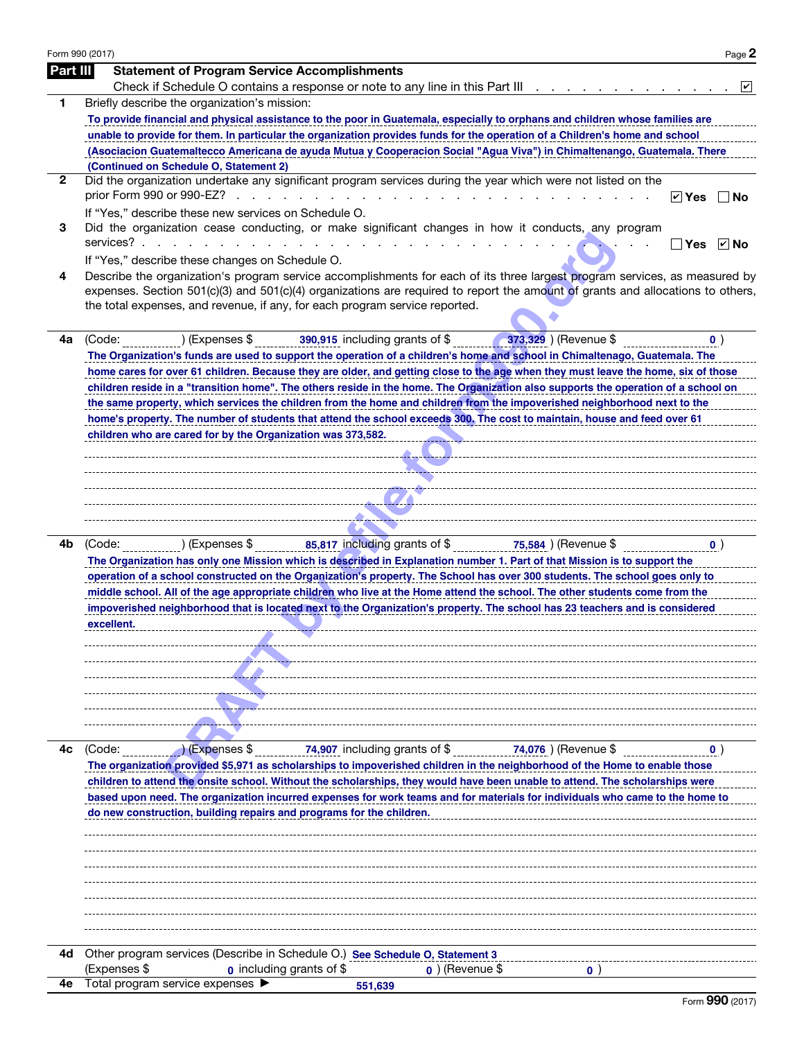Form 990 (2017)

## Part III Statement of Program Service Accomplishments

Check if Schedule O contains a response or note to any line in this Part III . . . . . . . . . . . . . . . ☑

**1** Briefly describe the organization's mission:

To provide financial and physical assistance to the poor in Guatemala, especially to orphans and children whose families are unable to provide for them. In particular the organization provides funds for the operation of a Children's home and school (Asociacion Guatemaltecco Americana de ayuda Mutua y Cooperacion Social "Agua Viva") in Chimaltenango, Guatemala. There (Continued on Schedule O, Statement 2)

**2** Did the organization undertake any significant program services during the year which were not listed on the prior Form 990 or 990-EZ? . . . . . . . . . . . . . . . . . . . . . . . . . . ☑ Yes ☐ No

If "Yes," describe these new services on Schedule O.

**3** Did the organization cease conducting, or make significant changes in how it conducts, any program services? . . . . . . . . . . . . . . . . . . . . . . . . . . . . . . ☐ Yes ☑ No

If "Yes," describe these changes on Schedule O.

**4** Describe the organization's program service accomplishments for each of its three largest program services, as measured by expenses. Section 501(c)(3) and 501(c)(4) organizations are required to report the amount of grants and allocations to others, the total expenses, and revenue, if any, for each program service reported.

**4a** (Code: ) (Expenses $ 390,915 including grants of $ 373,329 ) (Revenue $ 0 )

The Organization's funds are used to support the operation of a children's home and school in Chimaltenago, Guatemala. The home cares for over 61 children. Because they are older, and getting close to the age when they must leave the home, six of those children reside in a "transition home". The others reside in the home. The Organization also supports the operation of a school on the same property, which services the children from the home and children from the impoverished neighborhood next to the home's property. The number of students that attend the school exceeds 300. The cost to maintain, house and feed over 61 children who are cared for by the Organization was 373,582.

**4b** (Code: ) (Expenses $ 85,817 including grants of $ 75,584 ) (Revenue $ 0 )

The Organization has only one Mission which is described in Explanation number 1. Part of that Mission is to support the operation of a school constructed on the Organization's property. The School has over 300 students. The school goes only to middle school. All of the age appropriate children who live at the Home attend the school. The other students come from the impoverished neighborhood that is located next to the Organization's property. The school has 23 teachers and is considered excellent.

**4c** (Code: ) (Expenses $ 74,907 including grants of $ 74,076 ) (Revenue $ 0 )

The organization provided $5,971 as scholarships to impoverished children in the neighborhood of the Home to enable those children to attend the onsite school. Without the scholarships, they would have been unable to attend. The scholarships were based upon need. The organization incurred expenses for work teams and for materials for individuals who came to the home to do new construction, building repairs and programs for the children.

**4d** Other program services (Describe in Schedule O.) See Schedule O, Statement 3
(Expenses $ 0 including grants of $ 0 ) (Revenue $ 0 )

**4e** Total program service expenses ▶ 551,639

Form 990 (2017)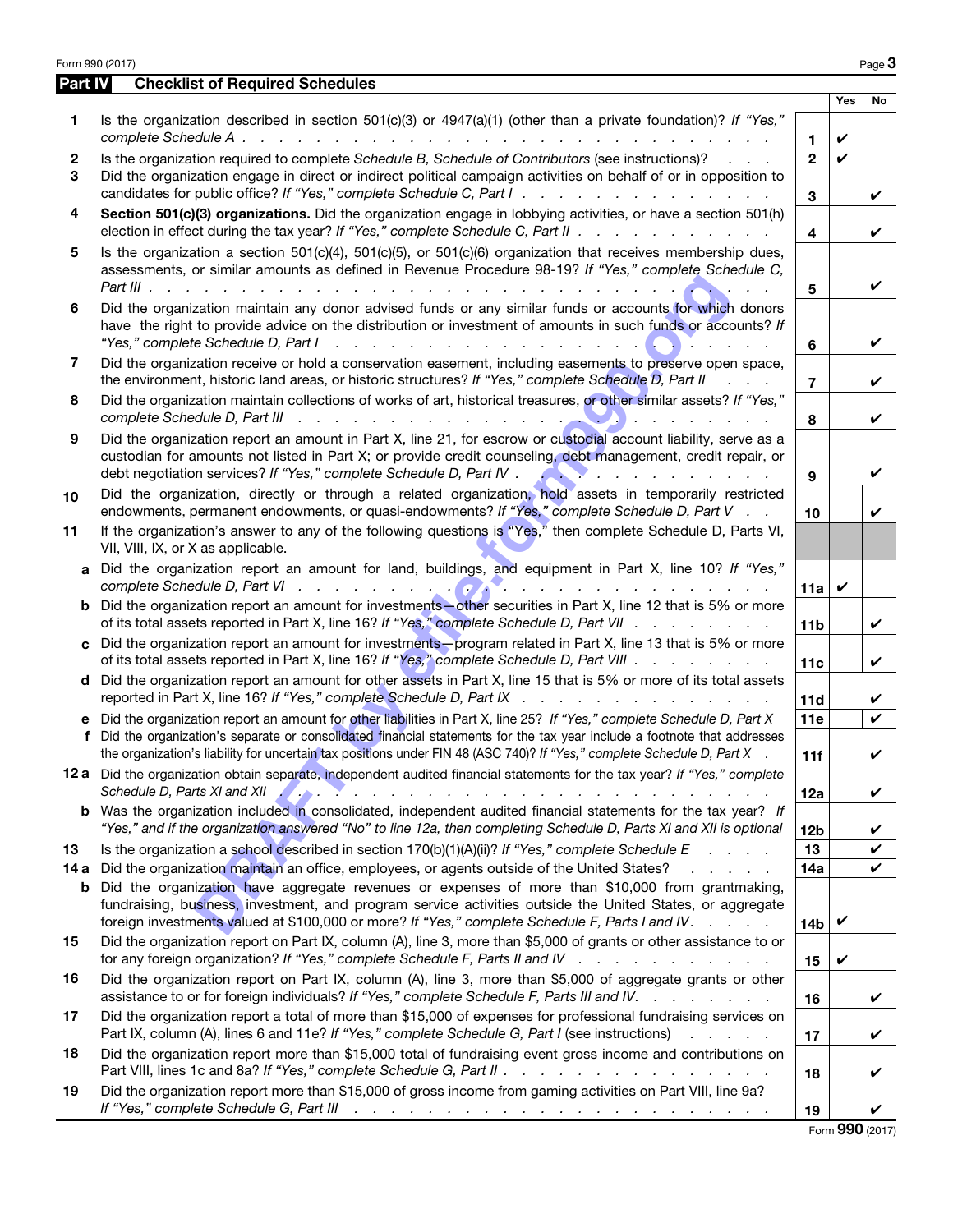## Part IV Checklist of Required Schedules

| | | | Yes | No |
|---|---|---|---|---|
| 1 | Is the organization described in section 501(c)(3) or 4947(a)(1) (other than a private foundation)? *If "Yes," complete Schedule A* | 1 | ✔ | |
| 2 | Is the organization required to complete *Schedule B, Schedule of Contributors* (see instructions)? | 2 | ✔ | |
| 3 | Did the organization engage in direct or indirect political campaign activities on behalf of or in opposition to candidates for public office? *If "Yes," complete Schedule C, Part I* | 3 | | ✔ |
| 4 | **Section 501(c)(3) organizations.** Did the organization engage in lobbying activities, or have a section 501(h) election in effect during the tax year? *If "Yes," complete Schedule C, Part II* | 4 | | ✔ |
| 5 | Is the organization a section 501(c)(4), 501(c)(5), or 501(c)(6) organization that receives membership dues, assessments, or similar amounts as defined in Revenue Procedure 98-19? *If "Yes," complete Schedule C, Part III* | 5 | | ✔ |
| 6 | Did the organization maintain any donor advised funds or any similar funds or accounts for which donors have the right to provide advice on the distribution or investment of amounts in such funds or accounts? *If "Yes," complete Schedule D, Part I* | 6 | | ✔ |
| 7 | Did the organization receive or hold a conservation easement, including easements to preserve open space, the environment, historic land areas, or historic structures? *If "Yes," complete Schedule D, Part II* | 7 | | ✔ |
| 8 | Did the organization maintain collections of works of art, historical treasures, or other similar assets? *If "Yes," complete Schedule D, Part III* | 8 | | ✔ |
| 9 | Did the organization report an amount in Part X, line 21, for escrow or custodial account liability, serve as a custodian for amounts not listed in Part X; or provide credit counseling, debt management, credit repair, or debt negotiation services? *If "Yes," complete Schedule D, Part IV* | 9 | | ✔ |
| 10 | Did the organization, directly or through a related organization, hold assets in temporarily restricted endowments, permanent endowments, or quasi-endowments? *If "Yes," complete Schedule D, Part V* | 10 | | ✔ |
| 11 | If the organization's answer to any of the following questions is "Yes," then complete Schedule D, Parts VI, VII, VIII, IX, or X as applicable. | | | |
| a | Did the organization report an amount for land, buildings, and equipment in Part X, line 10? *If "Yes," complete Schedule D, Part VI* | 11a | ✔ | |
| b | Did the organization report an amount for investments—other securities in Part X, line 12 that is 5% or more of its total assets reported in Part X, line 16? *If "Yes," complete Schedule D, Part VII* | 11b | | ✔ |
| c | Did the organization report an amount for investments—program related in Part X, line 13 that is 5% or more of its total assets reported in Part X, line 16? *If "Yes," complete Schedule D, Part VIII* | 11c | | ✔ |
| d | Did the organization report an amount for other assets in Part X, line 15 that is 5% or more of its total assets reported in Part X, line 16? *If "Yes," complete Schedule D, Part IX* | 11d | | ✔ |
| e | Did the organization report an amount for other liabilities in Part X, line 25? *If "Yes," complete Schedule D, Part X* | 11e | | ✔ |
| f | Did the organization's separate or consolidated financial statements for the tax year include a footnote that addresses the organization's liability for uncertain tax positions under FIN 48 (ASC 740)? *If "Yes," complete Schedule D, Part X* | 11f | | ✔ |
| 12a | Did the organization obtain separate, independent audited financial statements for the tax year? *If "Yes," complete Schedule D, Parts XI and XII* | 12a | | ✔ |
| b | Was the organization included in consolidated, independent audited financial statements for the tax year? *If "Yes," and if the organization answered "No" to line 12a, then completing Schedule D, Parts XI and XII is optional* | 12b | | ✔ |
| 13 | Is the organization a school described in section 170(b)(1)(A)(ii)? *If "Yes," complete Schedule E* | 13 | | ✔ |
| 14a | Did the organization maintain an office, employees, or agents outside of the United States? | 14a | | ✔ |
| b | Did the organization have aggregate revenues or expenses of more than $10,000 from grantmaking, fundraising, business, investment, and program service activities outside the United States, or aggregate foreign investments valued at $100,000 or more? *If "Yes," complete Schedule F, Parts I and IV* | 14b | ✔ | |
| 15 | Did the organization report on Part IX, column (A), line 3, more than $5,000 of grants or other assistance to or for any foreign organization? *If "Yes," complete Schedule F, Parts II and IV* | 15 | ✔ | |
| 16 | Did the organization report on Part IX, column (A), line 3, more than $5,000 of aggregate grants or other assistance to or for foreign individuals? *If "Yes," complete Schedule F, Parts III and IV* | 16 | | ✔ |
| 17 | Did the organization report a total of more than $15,000 of expenses for professional fundraising services on Part IX, column (A), lines 6 and 11e? *If "Yes," complete Schedule G, Part I* (see instructions) | 17 | | ✔ |
| 18 | Did the organization report more than $15,000 total of fundraising event gross income and contributions on Part VIII, lines 1c and 8a? *If "Yes," complete Schedule G, Part II* | 18 | | ✔ |
| 19 | Did the organization report more than $15,000 of gross income from gaming activities on Part VIII, line 9a? *If "Yes," complete Schedule G, Part III* | 19 | | ✔ |

Form **990** (2017)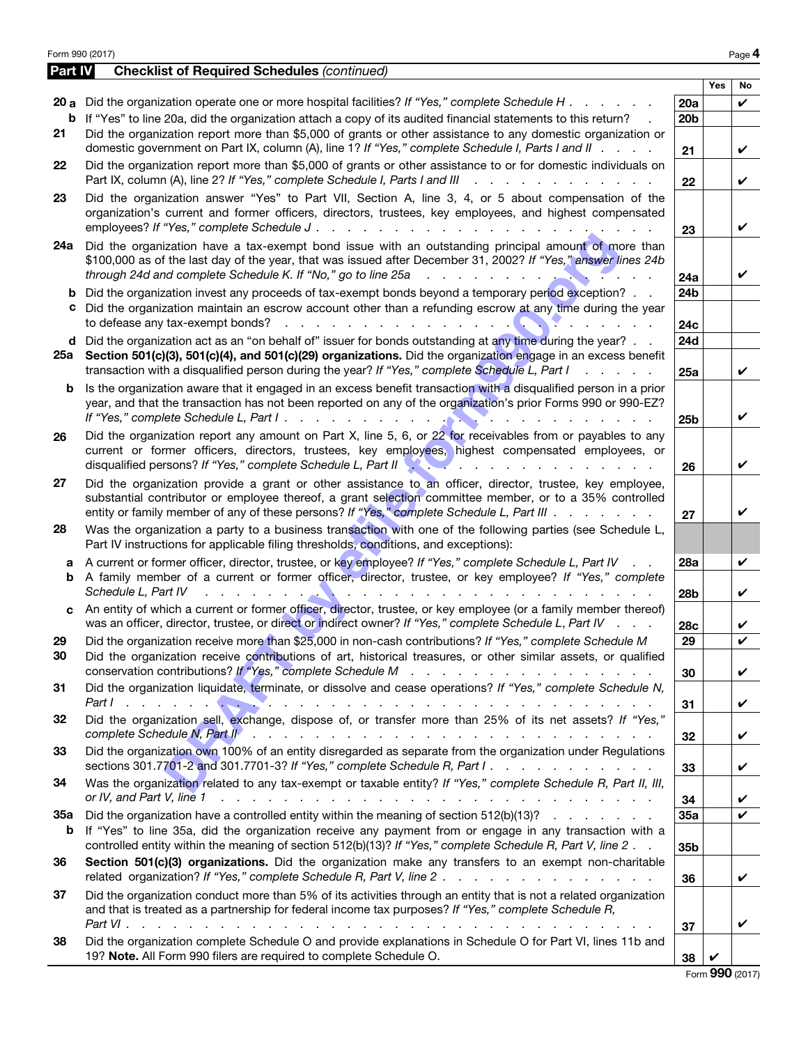## Part IV Checklist of Required Schedules *(continued)*

| | | | Yes | No |
|---|---|---|---|---|
| **20 a** | Did the organization operate one or more hospital facilities? *If "Yes," complete Schedule H* | 20a | | ✔ |
| **b** | If "Yes" to line 20a, did the organization attach a copy of its audited financial statements to this return? | 20b | | |
| **21** | Did the organization report more than $5,000 of grants or other assistance to any domestic organization or domestic government on Part IX, column (A), line 1? *If "Yes," complete Schedule I, Parts I and II* | 21 | | ✔ |
| **22** | Did the organization report more than $5,000 of grants or other assistance to or for domestic individuals on Part IX, column (A), line 2? *If "Yes," complete Schedule I, Parts I and III* | 22 | | ✔ |
| **23** | Did the organization answer "Yes" to Part VII, Section A, line 3, 4, or 5 about compensation of the organization's current and former officers, directors, trustees, key employees, and highest compensated employees? *If "Yes," complete Schedule J* | 23 | | ✔ |
| **24a** | Did the organization have a tax-exempt bond issue with an outstanding principal amount of more than $100,000 as of the last day of the year, that was issued after December 31, 2002? *If "Yes," answer lines 24b through 24d and complete Schedule K. If "No," go to line 25a* | 24a | | ✔ |
| **b** | Did the organization invest any proceeds of tax-exempt bonds beyond a temporary period exception? | 24b | | |
| **c** | Did the organization maintain an escrow account other than a refunding escrow at any time during the year to defease any tax-exempt bonds? | 24c | | |
| **d** | Did the organization act as an "on behalf of" issuer for bonds outstanding at any time during the year? | 24d | | |
| **25a** | **Section 501(c)(3), 501(c)(4), and 501(c)(29) organizations.** Did the organization engage in an excess benefit transaction with a disqualified person during the year? *If "Yes," complete Schedule L, Part I* | 25a | | ✔ |
| **b** | Is the organization aware that it engaged in an excess benefit transaction with a disqualified person in a prior year, and that the transaction has not been reported on any of the organization's prior Forms 990 or 990-EZ? *If "Yes," complete Schedule L, Part I* | 25b | | ✔ |
| **26** | Did the organization report any amount on Part X, line 5, 6, or 22 for receivables from or payables to any current or former officers, directors, trustees, key employees, highest compensated employees, or disqualified persons? *If "Yes," complete Schedule L, Part II* | 26 | | ✔ |
| **27** | Did the organization provide a grant or other assistance to an officer, director, trustee, key employee, substantial contributor or employee thereof, a grant selection committee member, or to a 35% controlled entity or family member of any of these persons? *If "Yes," complete Schedule L, Part III* | 27 | | ✔ |
| **28** | Was the organization a party to a business transaction with one of the following parties (see Schedule L, Part IV instructions for applicable filing thresholds, conditions, and exceptions): | | | |
| **a** | A current or former officer, director, trustee, or key employee? *If "Yes," complete Schedule L, Part IV* | 28a | | ✔ |
| **b** | A family member of a current or former officer, director, trustee, or key employee? *If "Yes," complete Schedule L, Part IV* | 28b | | ✔ |
| **c** | An entity of which a current or former officer, director, trustee, or key employee (or a family member thereof) was an officer, director, trustee, or direct or indirect owner? *If "Yes," complete Schedule L, Part IV* | 28c | | ✔ |
| **29** | Did the organization receive more than $25,000 in non-cash contributions? *If "Yes," complete Schedule M* | 29 | | ✔ |
| **30** | Did the organization receive contributions of art, historical treasures, or other similar assets, or qualified conservation contributions? *If "Yes," complete Schedule M* | 30 | | ✔ |
| **31** | Did the organization liquidate, terminate, or dissolve and cease operations? *If "Yes," complete Schedule N, Part I* | 31 | | ✔ |
| **32** | Did the organization sell, exchange, dispose of, or transfer more than 25% of its net assets? *If "Yes," complete Schedule N, Part II* | 32 | | ✔ |
| **33** | Did the organization own 100% of an entity disregarded as separate from the organization under Regulations sections 301.7701-2 and 301.7701-3? *If "Yes," complete Schedule R, Part I* | 33 | | ✔ |
| **34** | Was the organization related to any tax-exempt or taxable entity? *If "Yes," complete Schedule R, Part II, III, or IV, and Part V, line 1* | 34 | | ✔ |
| **35a** | Did the organization have a controlled entity within the meaning of section 512(b)(13)? | 35a | | ✔ |
| **b** | If "Yes" to line 35a, did the organization receive any payment from or engage in any transaction with a controlled entity within the meaning of section 512(b)(13)? *If "Yes," complete Schedule R, Part V, line 2* | 35b | | |
| **36** | **Section 501(c)(3) organizations.** Did the organization make any transfers to an exempt non-charitable related organization? *If "Yes," complete Schedule R, Part V, line 2* | 36 | | ✔ |
| **37** | Did the organization conduct more than 5% of its activities through an entity that is not a related organization and that is treated as a partnership for federal income tax purposes? *If "Yes," complete Schedule R, Part VI* | 37 | | ✔ |
| **38** | Did the organization complete Schedule O and provide explanations in Schedule O for Part VI, lines 11b and 19? **Note.** All Form 990 filers are required to complete Schedule O. | 38 | ✔ | |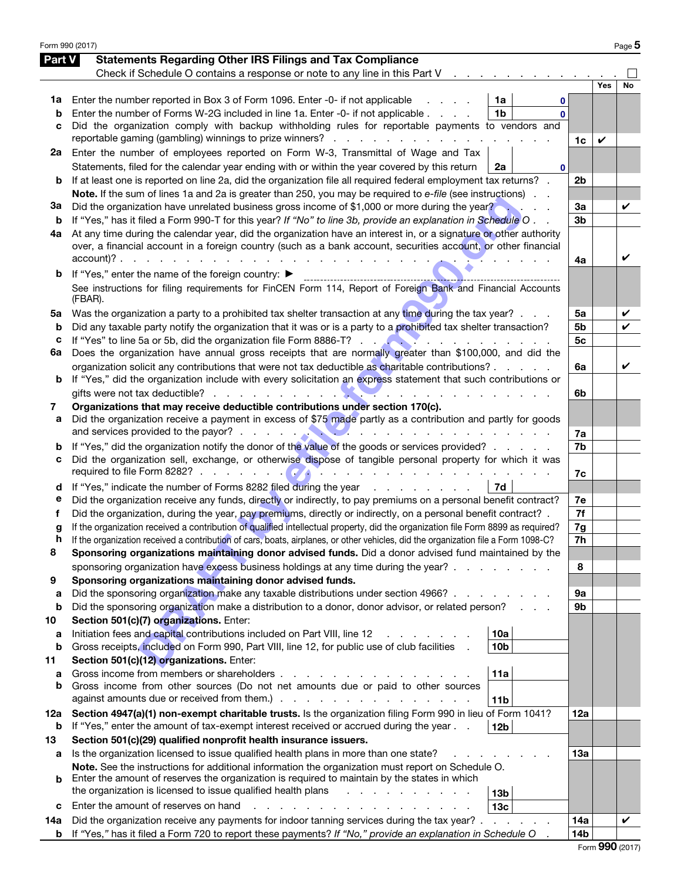## Part V Statements Regarding Other IRS Filings and Tax Compliance

Check if Schedule O contains a response or note to any line in this Part V . . . . . . . . . . . . . . ☐

| | | | | | Yes | No |
|---|---|---|---|---|---|---|
| **1a** | Enter the number reported in Box 3 of Form 1096. Enter -0- if not applicable | 1a | 0 | | | |
| **b** | Enter the number of Forms W-2G included in line 1a. Enter -0- if not applicable | 1b | 0 | | | |
| **c** | Did the organization comply with backup withholding rules for reportable payments to vendors and reportable gaming (gambling) winnings to prize winners? | | | 1c | ✔ | |
| **2a** | Enter the number of employees reported on Form W-3, Transmittal of Wage and Tax Statements, filed for the calendar year ending with or within the year covered by this return | 2a | 0 | | | |
| **b** | If at least one is reported on line 2a, did the organization file all required federal employment tax returns? | | | 2b | | |
| | **Note.** If the sum of lines 1a and 2a is greater than 250, you may be required to *e-file* (see instructions) | | | | | |
| **3a** | Did the organization have unrelated business gross income of $1,000 or more during the year? | | | 3a | | ✔ |
| **b** | If "Yes," has it filed a Form 990-T for this year? *If "No" to line 3b, provide an explanation in Schedule O* | | | 3b | | |
| **4a** | At any time during the calendar year, did the organization have an interest in, or a signature or other authority over, a financial account in a foreign country (such as a bank account, securities account, or other financial account)? | | | 4a | | ✔ |
| **b** | If "Yes," enter the name of the foreign country: ▶ | | | | | |
| | See instructions for filing requirements for FinCEN Form 114, Report of Foreign Bank and Financial Accounts (FBAR). | | | | | |
| **5a** | Was the organization a party to a prohibited tax shelter transaction at any time during the tax year? | | | 5a | | ✔ |
| **b** | Did any taxable party notify the organization that it was or is a party to a prohibited tax shelter transaction? | | | 5b | | ✔ |
| **c** | If "Yes" to line 5a or 5b, did the organization file Form 8886-T? | | | 5c | | |
| **6a** | Does the organization have annual gross receipts that are normally greater than $100,000, and did the organization solicit any contributions that were not tax deductible as charitable contributions? | | | 6a | | ✔ |
| **b** | If "Yes," did the organization include with every solicitation an express statement that such contributions or gifts were not tax deductible? | | | 6b | | |
| **7** | **Organizations that may receive deductible contributions under section 170(c).** | | | | | |
| **a** | Did the organization receive a payment in excess of $75 made partly as a contribution and partly for goods and services provided to the payor? | | | 7a | | |
| **b** | If "Yes," did the organization notify the donor of the value of the goods or services provided? | | | 7b | | |
| **c** | Did the organization sell, exchange, or otherwise dispose of tangible personal property for which it was required to file Form 8282? | | | 7c | | |
| **d** | If "Yes," indicate the number of Forms 8282 filed during the year | 7d | | | | |
| **e** | Did the organization receive any funds, directly or indirectly, to pay premiums on a personal benefit contract? | | | 7e | | |
| **f** | Did the organization, during the year, pay premiums, directly or indirectly, on a personal benefit contract? | | | 7f | | |
| **g** | If the organization received a contribution of qualified intellectual property, did the organization file Form 8899 as required? | | | 7g | | |
| **h** | If the organization received a contribution of cars, boats, airplanes, or other vehicles, did the organization file a Form 1098-C? | | | 7h | | |
| **8** | **Sponsoring organizations maintaining donor advised funds.** Did a donor advised fund maintained by the sponsoring organization have excess business holdings at any time during the year? | | | 8 | | |
| **9** | **Sponsoring organizations maintaining donor advised funds.** | | | | | |
| **a** | Did the sponsoring organization make any taxable distributions under section 4966? | | | 9a | | |
| **b** | Did the sponsoring organization make a distribution to a donor, donor advisor, or related person? | | | 9b | | |
| **10** | **Section 501(c)(7) organizations.** Enter: | | | | | |
| **a** | Initiation fees and capital contributions included on Part VIII, line 12 | 10a | | | | |
| **b** | Gross receipts, included on Form 990, Part VIII, line 12, for public use of club facilities | 10b | | | | |
| **11** | **Section 501(c)(12) organizations.** Enter: | | | | | |
| **a** | Gross income from members or shareholders | 11a | | | | |
| **b** | Gross income from other sources (Do not net amounts due or paid to other sources against amounts due or received from them.) | 11b | | | | |
| **12a** | **Section 4947(a)(1) non-exempt charitable trusts.** Is the organization filing Form 990 in lieu of Form 1041? | | | 12a | | |
| **b** | If "Yes," enter the amount of tax-exempt interest received or accrued during the year | 12b | | | | |
| **13** | **Section 501(c)(29) qualified nonprofit health insurance issuers.** | | | | | |
| **a** | Is the organization licensed to issue qualified health plans in more than one state? | | | 13a | | |
| | **Note.** See the instructions for additional information the organization must report on Schedule O. | | | | | |
| **b** | Enter the amount of reserves the organization is required to maintain by the states in which the organization is licensed to issue qualified health plans | 13b | | | | |
| **c** | Enter the amount of reserves on hand | 13c | | | | |
| **14a** | Did the organization receive any payments for indoor tanning services during the tax year? | | | 14a | | ✔ |
| **b** | If "Yes," has it filed a Form 720 to report these payments? *If "No," provide an explanation in Schedule O* | | | 14b | | |

Form **990** (2017)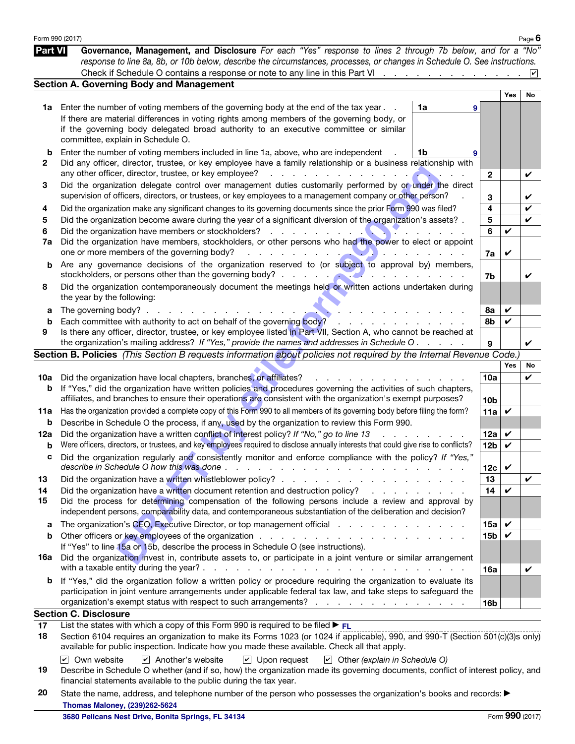Form 990 (2017)

## Part VI Governance, Management, and Disclosure

*For each "Yes" response to lines 2 through 7b below, and for a "No" response to line 8a, 8b, or 10b below, describe the circumstances, processes, or changes in Schedule O. See instructions.*

Check if Schedule O contains a response or note to any line in this Part VI . . . . . . . . . . . . . . . ☑

### Section A. Governing Body and Management

| | | | Yes | No |
|---|---|---|---|---|
| **1a** | Enter the number of voting members of the governing body at the end of the tax year . . **1a** 9<br>If there are material differences in voting rights among members of the governing body, or if the governing body delegated broad authority to an executive committee or similar committee, explain in Schedule O. | | | |
| **b** | Enter the number of voting members included in line 1a, above, who are independent . **1b** 9 | | | |
| **2** | Did any officer, director, trustee, or key employee have a family relationship or a business relationship with any other officer, director, trustee, or key employee? | 2 | | ✔ |
| **3** | Did the organization delegate control over management duties customarily performed by or under the direct supervision of officers, directors, or trustees, or key employees to a management company or other person? | 3 | | ✔ |
| **4** | Did the organization make any significant changes to its governing documents since the prior Form 990 was filed? | 4 | | ✔ |
| **5** | Did the organization become aware during the year of a significant diversion of the organization's assets? | 5 | | ✔ |
| **6** | Did the organization have members or stockholders? | 6 | ✔ | |
| **7a** | Did the organization have members, stockholders, or other persons who had the power to elect or appoint one or more members of the governing body? | 7a | ✔ | |
| **b** | Are any governance decisions of the organization reserved to (or subject to approval by) members, stockholders, or persons other than the governing body? | 7b | | ✔ |
| **8** | Did the organization contemporaneously document the meetings held or written actions undertaken during the year by the following: | | | |
| **a** | The governing body? | 8a | ✔ | |
| **b** | Each committee with authority to act on behalf of the governing body? | 8b | ✔ | |
| **9** | Is there any officer, director, trustee, or key employee listed in Part VII, Section A, who cannot be reached at the organization's mailing address? *If "Yes," provide the names and addresses in Schedule O* | 9 | | ✔ |

### Section B. Policies *(This Section B requests information about policies not required by the Internal Revenue Code.)*

| | | | Yes | No |
|---|---|---|---|---|
| **10a** | Did the organization have local chapters, branches, or affiliates? | 10a | | ✔ |
| **b** | If "Yes," did the organization have written policies and procedures governing the activities of such chapters, affiliates, and branches to ensure their operations are consistent with the organization's exempt purposes? | 10b | | |
| **11a** | Has the organization provided a complete copy of this Form 990 to all members of its governing body before filing the form? | 11a | ✔ | |
| **b** | Describe in Schedule O the process, if any, used by the organization to review this Form 990. | | | |
| **12a** | Did the organization have a written conflict of interest policy? *If "No," go to line 13* | 12a | ✔ | |
| **b** | Were officers, directors, or trustees, and key employees required to disclose annually interests that could give rise to conflicts? | 12b | ✔ | |
| **c** | Did the organization regularly and consistently monitor and enforce compliance with the policy? *If "Yes," describe in Schedule O how this was done* | 12c | ✔ | |
| **13** | Did the organization have a written whistleblower policy? | 13 | | ✔ |
| **14** | Did the organization have a written document retention and destruction policy? | 14 | ✔ | |
| **15** | Did the process for determining compensation of the following persons include a review and approval by independent persons, comparability data, and contemporaneous substantiation of the deliberation and decision? | | | |
| **a** | The organization's CEO, Executive Director, or top management official | 15a | ✔ | |
| **b** | Other officers or key employees of the organization | 15b | ✔ | |
| | If "Yes" to line 15a or 15b, describe the process in Schedule O (see instructions). | | | |
| **16a** | Did the organization invest in, contribute assets to, or participate in a joint venture or similar arrangement with a taxable entity during the year? | 16a | | ✔ |
| **b** | If "Yes," did the organization follow a written policy or procedure requiring the organization to evaluate its participation in joint venture arrangements under applicable federal tax law, and take steps to safeguard the organization's exempt status with respect to such arrangements? | 16b | | |

### Section C. Disclosure

**17** List the states with which a copy of this Form 990 is required to be filed ▶ FL

**18** Section 6104 requires an organization to make its Forms 1023 (or 1024 if applicable), 990, and 990-T (Section 501(c)(3)s only) available for public inspection. Indicate how you made these available. Check all that apply.

☑ Own website ☑ Another's website ☑ Upon request ☑ Other *(explain in Schedule O)*

**19** Describe in Schedule O whether (and if so, how) the organization made its governing documents, conflict of interest policy, and financial statements available to the public during the tax year.

**20** State the name, address, and telephone number of the person who possesses the organization's books and records: ▶

Thomas Maloney, (239)262-5624
3680 Pelicans Nest Drive, Bonita Springs, FL 34134

Form **990** (2017)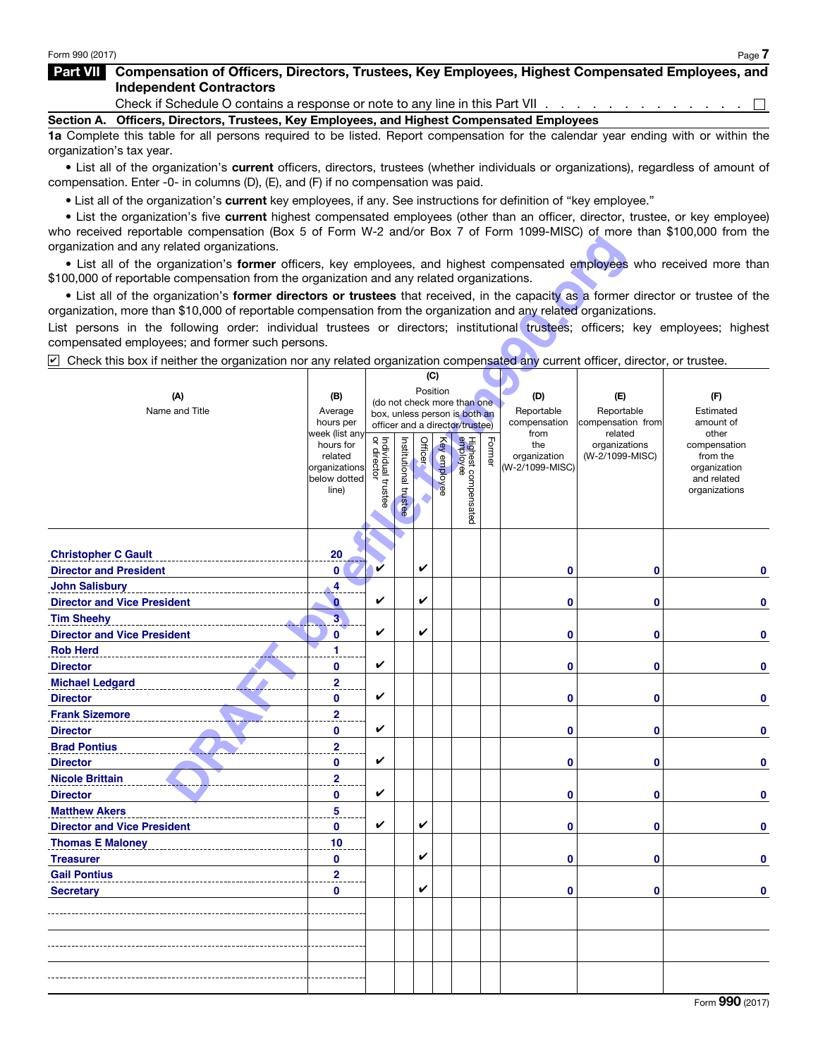## Part VII Compensation of Officers, Directors, Trustees, Key Employees, Highest Compensated Employees, and Independent Contractors

Check if Schedule O contains a response or note to any line in this Part VII . . . . . . . . . . . . . . . . ☐

### Section A. Officers, Directors, Trustees, Key Employees, and Highest Compensated Employees

**1a** Complete this table for all persons required to be listed. Report compensation for the calendar year ending with or within the organization's tax year.

- List all of the organization's **current** officers, directors, trustees (whether individuals or organizations), regardless of amount of compensation. Enter -0- in columns (D), (E), and (F) if no compensation was paid.
- List all of the organization's **current** key employees, if any. See instructions for definition of "key employee."
- List the organization's five **current** highest compensated employees (other than an officer, director, trustee, or key employee) who received reportable compensation (Box 5 of Form W-2 and/or Box 7 of Form 1099-MISC) of more than $100,000 from the organization and any related organizations.
- List all of the organization's **former** officers, key employees, and highest compensated employees who received more than $100,000 of reportable compensation from the organization and any related organizations.
- List all of the organization's **former directors or trustees** that received, in the capacity as a former director or trustee of the organization, more than $10,000 of reportable compensation from the organization and any related organizations.

List persons in the following order: individual trustees or directors; institutional trustees; officers; key employees; highest compensated employees; and former such persons.

☑ Check this box if neither the organization nor any related organization compensated any current officer, director, or trustee.

| (A) Name and Title | (B) Average hours per week (list any hours for related organizations below dotted line) | (C) Position (do not check more than one box, unless person is both an officer and a director/trustee) | | | | | | (D) Reportable compensation from the organization (W-2/1099-MISC) | (E) Reportable compensation from related organizations (W-2/1099-MISC) | (F) Estimated amount of other compensation from the organization and related organizations |
|---|---|---|---|---|---|---|---|---|---|---|
| | | Individual trustee or director | Institutional trustee | Officer | Key employee | Highest compensated employee | Former | | | |
| Christopher C Gault<br>Director and President | 20<br>0 | ✔ | | ✔ | | | | 0 | 0 | 0 |
| John Salisbury<br>Director and Vice President | 4<br>0 | ✔ | | ✔ | | | | 0 | 0 | 0 |
| Tim Sheehy<br>Director and Vice President | 3<br>0 | ✔ | | ✔ | | | | 0 | 0 | 0 |
| Rob Herd<br>Director | 1<br>0 | ✔ | | | | | | 0 | 0 | 0 |
| Michael Ledgard<br>Director | 2<br>0 | ✔ | | | | | | 0 | 0 | 0 |
| Frank Sizemore<br>Director | 2<br>0 | ✔ | | | | | | 0 | 0 | 0 |
| Brad Pontius<br>Director | 2<br>0 | ✔ | | | | | | 0 | 0 | 0 |
| Nicole Brittain<br>Director | 2<br>0 | ✔ | | | | | | 0 | 0 | 0 |
| Matthew Akers<br>Director and Vice President | 5<br>0 | ✔ | | ✔ | | | | 0 | 0 | 0 |
| Thomas E Maloney<br>Treasurer | 10<br>0 | | | ✔ | | | | 0 | 0 | 0 |
| Gail Pontius<br>Secretary | 2<br>0 | | | ✔ | | | | 0 | 0 | 0 |
| | | | | | | | | | | |
| | | | | | | | | | | |
| | | | | | | | | | | |

Form **990** (2017)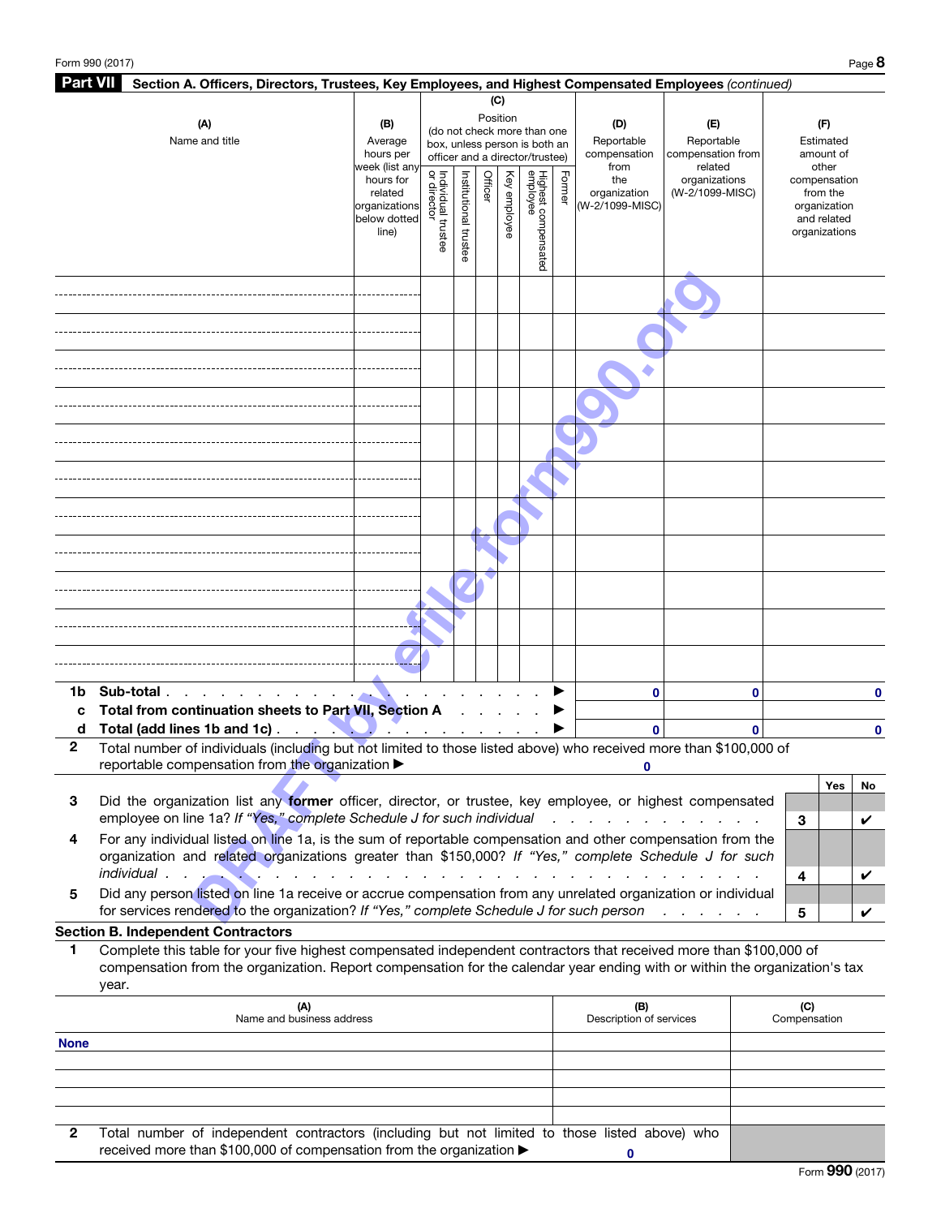## Part VII Section A. Officers, Directors, Trustees, Key Employees, and Highest Compensated Employees *(continued)*

| (A) Name and title | (B) Average hours per week (list any hours for related organizations below dotted line) | (C) Position (do not check more than one box, unless person is both an officer and a director/trustee) | | | | | | (D) Reportable compensation from the organization (W-2/1099-MISC) | (E) Reportable compensation from related organizations (W-2/1099-MISC) | (F) Estimated amount of other compensation from the organization and related organizations |
|---|---|---|---|---|---|---|---|---|---|---|
| | | Individual trustee or director | Institutional trustee | Officer | Key employee | Highest compensated employee | Former | | | |
| | | | | | | | | | | |
| | | | | | | | | | | |
| | | | | | | | | | | |
| | | | | | | | | | | |
| | | | | | | | | | | |
| | | | | | | | | | | |
| | | | | | | | | | | |
| | | | | | | | | | | |
| | | | | | | | | | | |
| | | | | | | | | | | |
| | | | | | | | | | | |
| **1b Sub-total** ▶ | | | | | | | | 0 | 0 | 0 |
| **c Total from continuation sheets to Part VII, Section A** ▶ | | | | | | | | | | |
| **d Total (add lines 1b and 1c)** ▶ | | | | | | | | 0 | 0 | 0 |

**2** Total number of individuals (including but not limited to those listed above) who received more than $100,000 of reportable compensation from the organization ▶ 0

| | | | Yes | No |
|---|---|---|---|---|
| **3** | Did the organization list any **former** officer, director, or trustee, key employee, or highest compensated employee on line 1a? *If "Yes," complete Schedule J for such individual* | 3 | | ✔ |
| **4** | For any individual listed on line 1a, is the sum of reportable compensation and other compensation from the organization and related organizations greater than $150,000? *If "Yes," complete Schedule J for such individual* | 4 | | ✔ |
| **5** | Did any person listed on line 1a receive or accrue compensation from any unrelated organization or individual for services rendered to the organization? *If "Yes," complete Schedule J for such person* | 5 | | ✔ |

### Section B. Independent Contractors

**1** Complete this table for your five highest compensated independent contractors that received more than $100,000 of compensation from the organization. Report compensation for the calendar year ending with or within the organization's tax year.

| (A) Name and business address | (B) Description of services | (C) Compensation |
|---|---|---|
| None | | |
| | | |
| | | |
| | | |
| | | |

**2** Total number of independent contractors (including but not limited to those listed above) who received more than $100,000 of compensation from the organization ▶ 0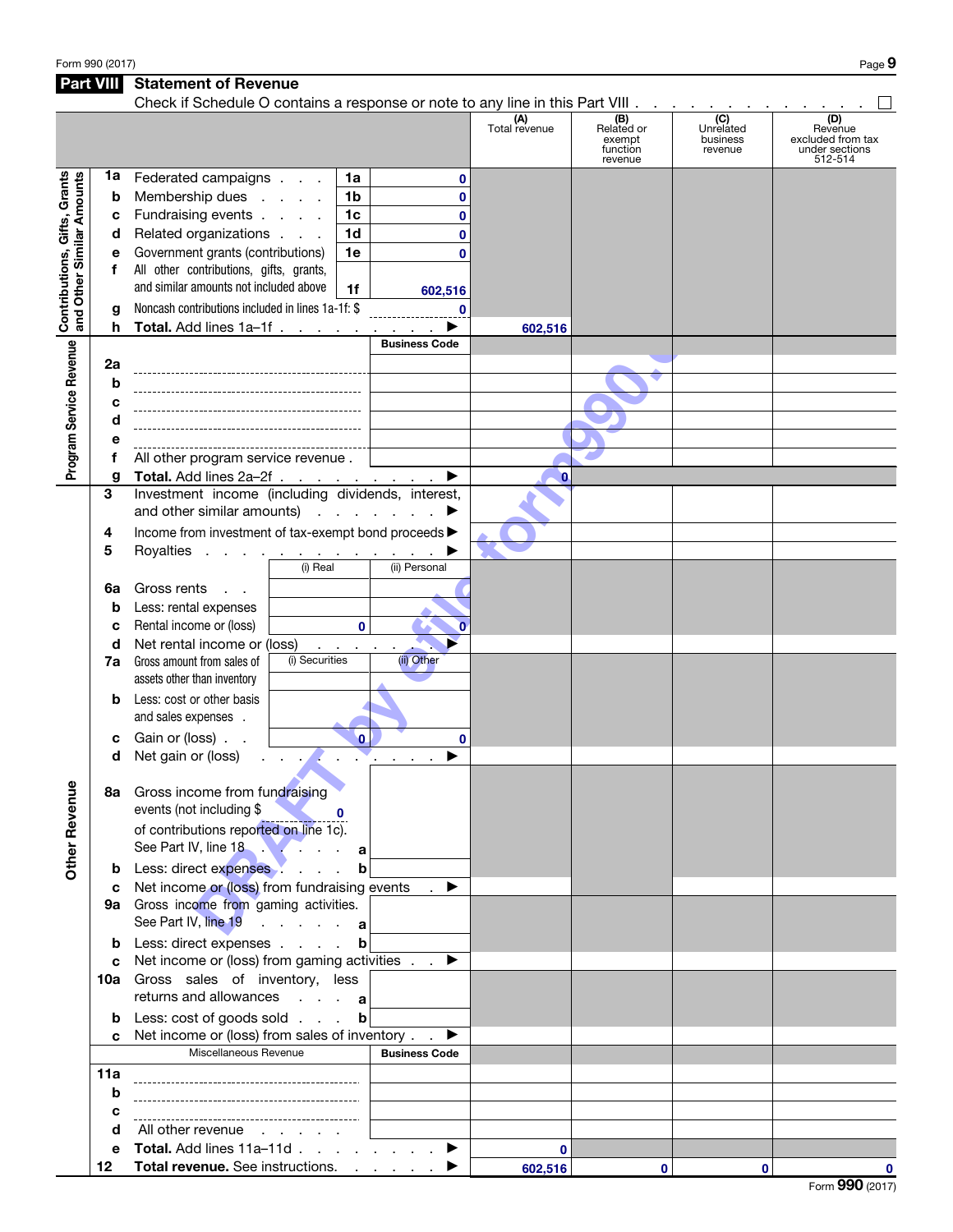## Part VIII Statement of Revenue

Check if Schedule O contains a response or note to any line in this Part VIII . . . . . . . . . . . . . ☐

| | | | | (A) Total revenue | (B) Related or exempt function revenue | (C) Unrelated business revenue | (D) Revenue excluded from tax under sections 512-514 |
|---|---|---|---|---|---|---|---|
| **Contributions, Gifts, Grants and Other Similar Amounts** | 1a Federated campaigns | 1a | 0 | | | | |
| | b Membership dues | 1b | 0 | | | | |
| | c Fundraising events | 1c | 0 | | | | |
| | d Related organizations | 1d | 0 | | | | |
| | e Government grants (contributions) | 1e | 0 | | | | |
| | f All other contributions, gifts, grants, and similar amounts not included above | 1f | 602,516 | | | | |
| | g Noncash contributions included in lines 1a-1f: $ 0 | | | | | | |
| | h **Total.** Add lines 1a–1f . . . . ▶ | | | 602,516 | | | |
| **Program Service Revenue** | | | Business Code | | | | |
| | 2a | | | | | | |
| | b | | | | | | |
| | c | | | | | | |
| | d | | | | | | |
| | e | | | | | | |
| | f All other program service revenue . | | | | | | |
| | g **Total.** Add lines 2a–2f . . . . ▶ | | | 0 | | | |
| | 3 Investment income (including dividends, interest, and other similar amounts) . . . ▶ | | | | | | |
| | 4 Income from investment of tax-exempt bond proceeds ▶ | | | | | | |
| | 5 Royalties . . . . ▶ | | | | | | |
| | | (i) Real | (ii) Personal | | | | |
| | 6a Gross rents | | | | | | |
| | b Less: rental expenses | | | | | | |
| | c Rental income or (loss) | 0 | 0 | | | | |
| | d Net rental income or (loss) . . . ▶ | | | | | | |
| | 7a Gross amount from sales of assets other than inventory | (i) Securities | (ii) Other | | | | |
| | b Less: cost or other basis and sales expenses | | | | | | |
| | c Gain or (loss) | 0 | 0 | | | | |
| | d Net gain or (loss) . . . ▶ | | | | | | |
| **Other Revenue** | 8a Gross income from fundraising events (not including $ 0 of contributions reported on line 1c). See Part IV, line 18 . . . a | | | | | | |
| | b Less: direct expenses . . . b | | | | | | |
| | c Net income or (loss) from fundraising events . ▶ | | | | | | |
| | 9a Gross income from gaming activities. See Part IV, line 19 . . . a | | | | | | |
| | b Less: direct expenses . . . b | | | | | | |
| | c Net income or (loss) from gaming activities . ▶ | | | | | | |
| | 10a Gross sales of inventory, less returns and allowances . . . a | | | | | | |
| | b Less: cost of goods sold . . . b | | | | | | |
| | c Net income or (loss) from sales of inventory . ▶ | | | | | | |
| | Miscellaneous Revenue | | Business Code | | | | |
| | 11a | | | | | | |
| | b | | | | | | |
| | c | | | | | | |
| | d All other revenue . . . | | | | | | |
| | e **Total.** Add lines 11a–11d . . . ▶ | | | 0 | | | |
| | 12 **Total revenue.** See instructions. . . . ▶ | | | 602,516 | 0 | 0 | 0 |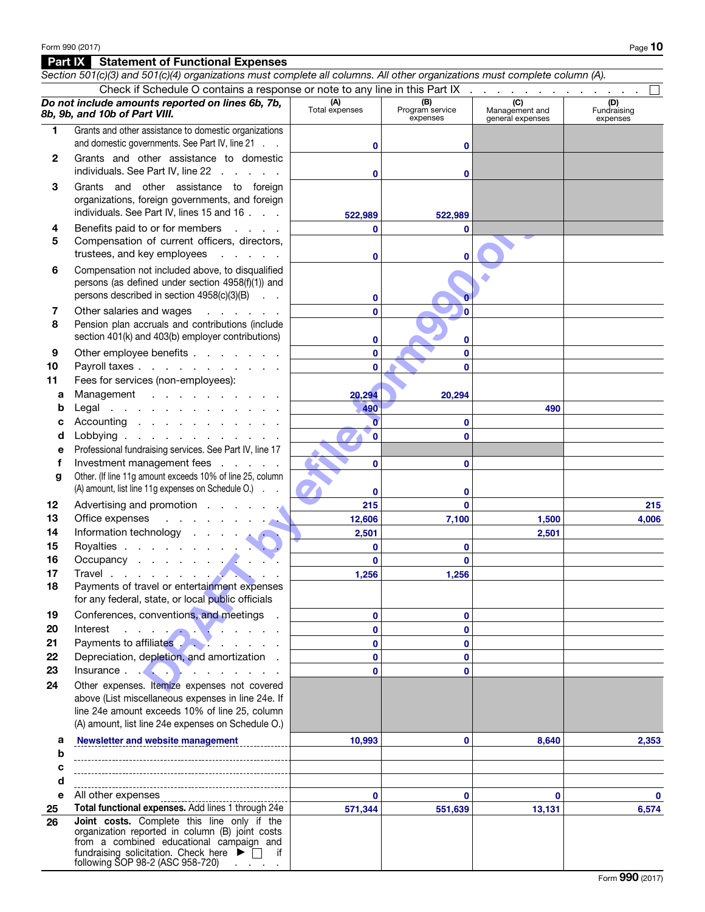## Part IX Statement of Functional Expenses

*Section 501(c)(3) and 501(c)(4) organizations must complete all columns. All other organizations must complete column (A).*

Check if Schedule O contains a response or note to any line in this Part IX . . . . . . . . . . . . . . ☐

| *Do not include amounts reported on lines 6b, 7b, 8b, 9b, and 10b of Part VIII.* | (A) Total expenses | (B) Program service expenses | (C) Management and general expenses | (D) Fundraising expenses |
|---|---|---|---|---|
| 1 Grants and other assistance to domestic organizations and domestic governments. See Part IV, line 21 | 0 | 0 | | |
| 2 Grants and other assistance to domestic individuals. See Part IV, line 22 | 0 | 0 | | |
| 3 Grants and other assistance to foreign organizations, foreign governments, and foreign individuals. See Part IV, lines 15 and 16 | 522,989 | 522,989 | | |
| 4 Benefits paid to or for members | 0 | 0 | | |
| 5 Compensation of current officers, directors, trustees, and key employees | 0 | 0 | | |
| 6 Compensation not included above, to disqualified persons (as defined under section 4958(f)(1)) and persons described in section 4958(c)(3)(B) | 0 | 0 | | |
| 7 Other salaries and wages | 0 | 0 | | |
| 8 Pension plan accruals and contributions (include section 401(k) and 403(b) employer contributions) | 0 | 0 | | |
| 9 Other employee benefits | 0 | 0 | | |
| 10 Payroll taxes | 0 | 0 | | |
| 11 Fees for services (non-employees): | | | | |
| a Management | 20,294 | 20,294 | | |
| b Legal | 490 | | 490 | |
| c Accounting | 0 | 0 | | |
| d Lobbying | 0 | 0 | | |
| e Professional fundraising services. See Part IV, line 17 | | | | |
| f Investment management fees | 0 | 0 | | |
| g Other. (If line 11g amount exceeds 10% of line 25, column (A) amount, list line 11g expenses on Schedule O.) | 0 | 0 | | |
| 12 Advertising and promotion | 215 | 0 | | 215 |
| 13 Office expenses | 12,606 | 7,100 | 1,500 | 4,006 |
| 14 Information technology | 2,501 | | 2,501 | |
| 15 Royalties | 0 | 0 | | |
| 16 Occupancy | 0 | 0 | | |
| 17 Travel | 1,256 | 1,256 | | |
| 18 Payments of travel or entertainment expenses for any federal, state, or local public officials | | | | |
| 19 Conferences, conventions, and meetings | 0 | 0 | | |
| 20 Interest | 0 | 0 | | |
| 21 Payments to affiliates | 0 | 0 | | |
| 22 Depreciation, depletion, and amortization | 0 | 0 | | |
| 23 Insurance | 0 | 0 | | |
| 24 Other expenses. Itemize expenses not covered above (List miscellaneous expenses in line 24e. If line 24e amount exceeds 10% of line 25, column (A) amount, list line 24e expenses on Schedule O.) | | | | |
| a Newsletter and website management | 10,993 | 0 | 8,640 | 2,353 |
| b | | | | |
| c | | | | |
| d | | | | |
| e All other expenses | 0 | 0 | 0 | 0 |
| 25 **Total functional expenses.** Add lines 1 through 24e | 571,344 | 551,639 | 13,131 | 6,574 |
| 26 **Joint costs.** Complete this line only if the organization reported in column (B) joint costs from a combined educational campaign and fundraising solicitation. Check here ▶ ☐ if following SOP 98-2 (ASC 958-720) | | | | |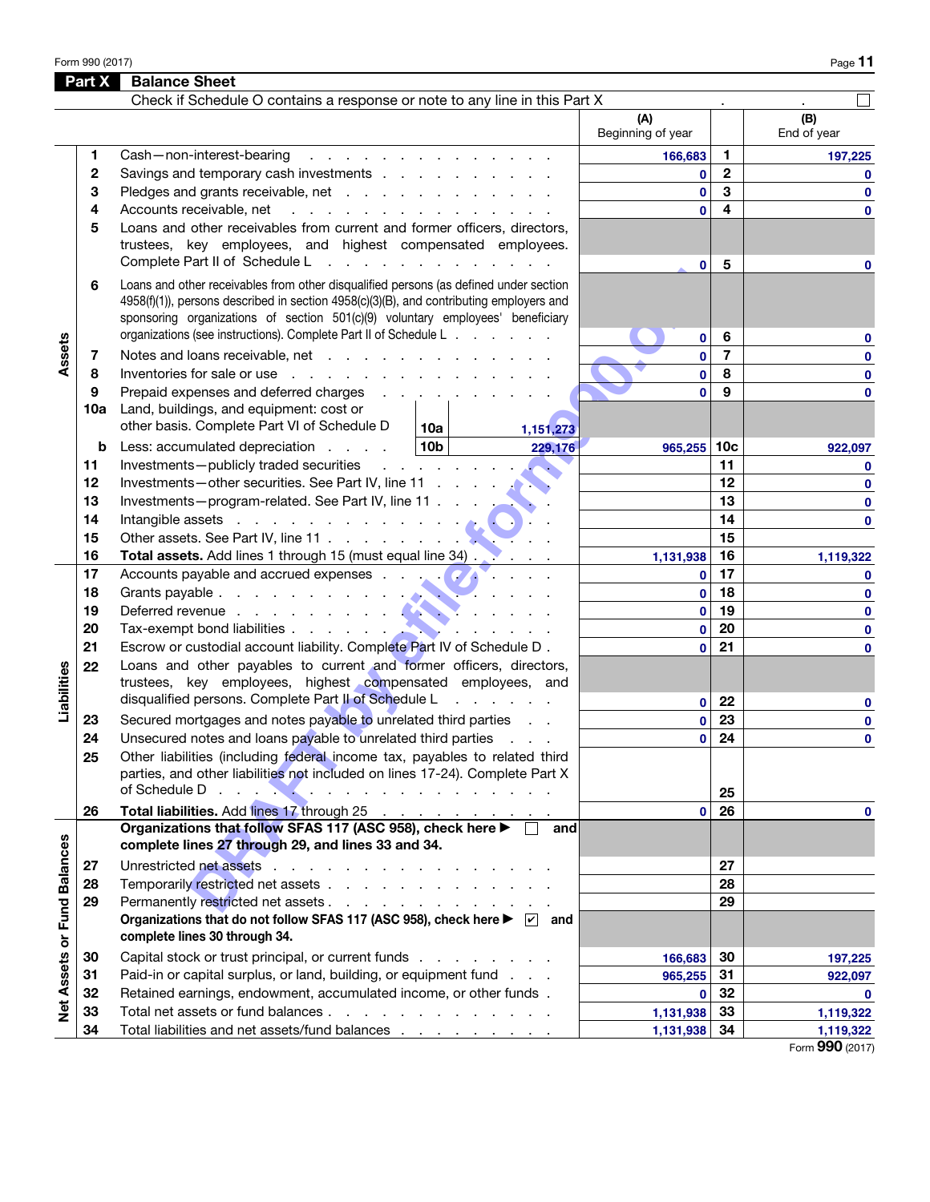Form 990 (2017)

## Part X Balance Sheet

Check if Schedule O contains a response or note to any line in this Part X . . . ☐

| Section | Line | Description | | | (A) Beginning of year | | (B) End of year |
|---|---|---|---|---|---|---|---|
| Assets | 1 | Cash—non-interest-bearing | | | 166,683 | 1 | 197,225 |
| | 2 | Savings and temporary cash investments | | | 0 | 2 | 0 |
| | 3 | Pledges and grants receivable, net | | | 0 | 3 | 0 |
| | 4 | Accounts receivable, net | | | 0 | 4 | 0 |
| | 5 | Loans and other receivables from current and former officers, directors, trustees, key employees, and highest compensated employees. Complete Part II of Schedule L | | | 0 | 5 | 0 |
| | 6 | Loans and other receivables from other disqualified persons (as defined under section 4958(f)(1)), persons described in section 4958(c)(3)(B), and contributing employers and sponsoring organizations of section 501(c)(9) voluntary employees' beneficiary organizations (see instructions). Complete Part II of Schedule L | | | 0 | 6 | 0 |
| | 7 | Notes and loans receivable, net | | | 0 | 7 | 0 |
| | 8 | Inventories for sale or use | | | 0 | 8 | 0 |
| | 9 | Prepaid expenses and deferred charges | | | 0 | 9 | 0 |
| | 10a | Land, buildings, and equipment: cost or other basis. Complete Part VI of Schedule D | 10a | 1,151,273 | | | |
| | b | Less: accumulated depreciation | 10b | 229,176 | 965,255 | 10c | 922,097 |
| | 11 | Investments—publicly traded securities | | | | 11 | 0 |
| | 12 | Investments—other securities. See Part IV, line 11 | | | | 12 | 0 |
| | 13 | Investments—program-related. See Part IV, line 11 | | | | 13 | 0 |
| | 14 | Intangible assets | | | | 14 | 0 |
| | 15 | Other assets. See Part IV, line 11 | | | | 15 | |
| | 16 | **Total assets.** Add lines 1 through 15 (must equal line 34) | | | 1,131,938 | 16 | 1,119,322 |
| Liabilities | 17 | Accounts payable and accrued expenses | | | 0 | 17 | 0 |
| | 18 | Grants payable | | | 0 | 18 | 0 |
| | 19 | Deferred revenue | | | 0 | 19 | 0 |
| | 20 | Tax-exempt bond liabilities | | | 0 | 20 | 0 |
| | 21 | Escrow or custodial account liability. Complete Part IV of Schedule D | | | 0 | 21 | 0 |
| | 22 | Loans and other payables to current and former officers, directors, trustees, key employees, highest compensated employees, and disqualified persons. Complete Part II of Schedule L | | | 0 | 22 | 0 |
| | 23 | Secured mortgages and notes payable to unrelated third parties | | | 0 | 23 | 0 |
| | 24 | Unsecured notes and loans payable to unrelated third parties | | | 0 | 24 | 0 |
| | 25 | Other liabilities (including federal income tax, payables to related third parties, and other liabilities not included on lines 17-24). Complete Part X of Schedule D | | | | 25 | |
| | 26 | **Total liabilities.** Add lines 17 through 25 | | | 0 | 26 | 0 |
| Net Assets or Fund Balances | | **Organizations that follow SFAS 117 (ASC 958), check here ▶ ☐ and complete lines 27 through 29, and lines 33 and 34.** | | | | | |
| | 27 | Unrestricted net assets | | | | 27 | |
| | 28 | Temporarily restricted net assets | | | | 28 | |
| | 29 | Permanently restricted net assets | | | | 29 | |
| | | **Organizations that do not follow SFAS 117 (ASC 958), check here ▶ ☑ and complete lines 30 through 34.** | | | | | |
| | 30 | Capital stock or trust principal, or current funds | | | 166,683 | 30 | 197,225 |
| | 31 | Paid-in or capital surplus, or land, building, or equipment fund | | | 965,255 | 31 | 922,097 |
| | 32 | Retained earnings, endowment, accumulated income, or other funds | | | 0 | 32 | 0 |
| | 33 | Total net assets or fund balances | | | 1,131,938 | 33 | 1,119,322 |
| | 34 | Total liabilities and net assets/fund balances | | | 1,131,938 | 34 | 1,119,322 |

Form **990** (2017)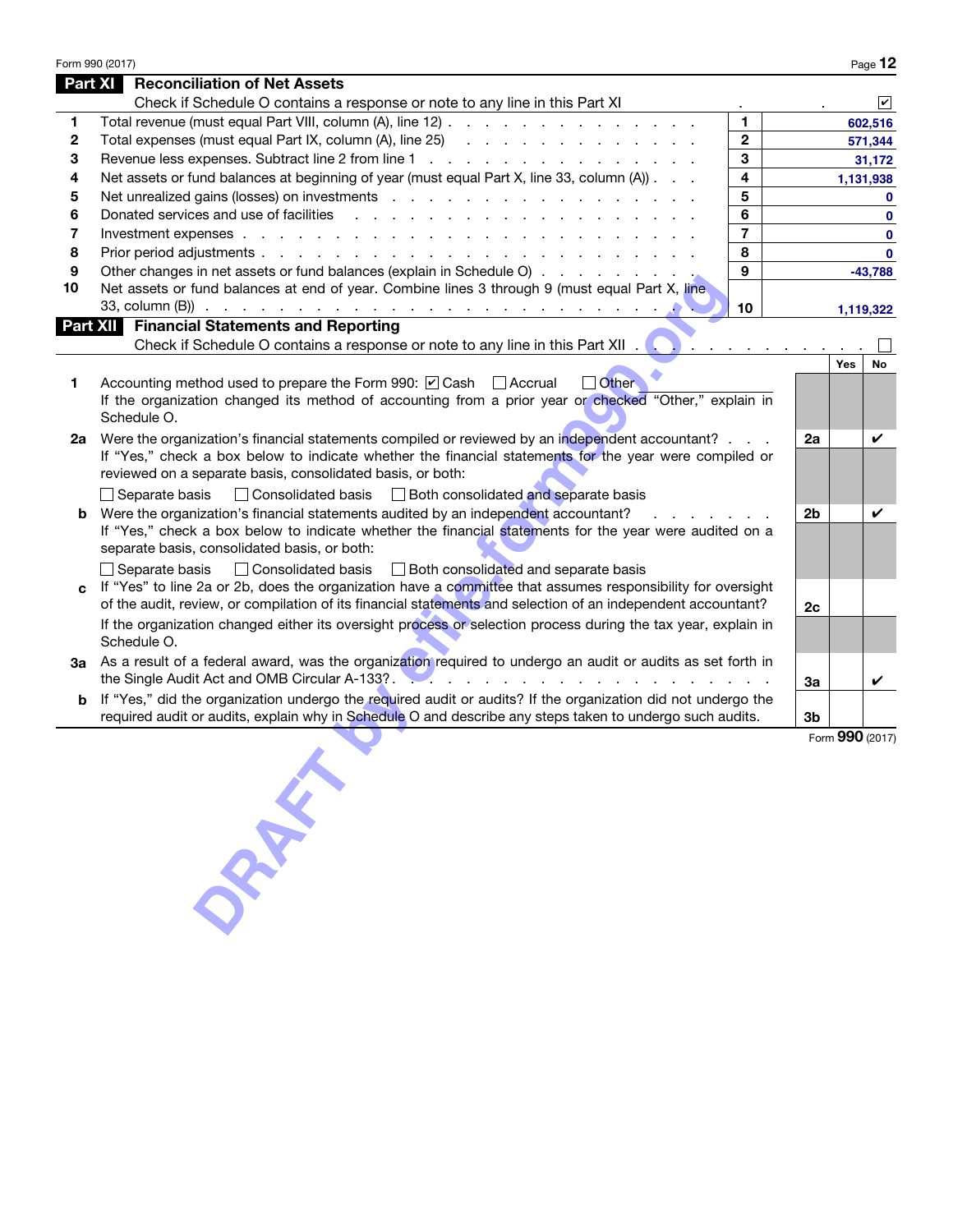## Part XI Reconciliation of Net Assets

Check if Schedule O contains a response or note to any line in this Part XI . . . ☑

| | | | |
|---|---|---|---|
| 1 | Total revenue (must equal Part VIII, column (A), line 12) | 1 | 602,516 |
| 2 | Total expenses (must equal Part IX, column (A), line 25) | 2 | 571,344 |
| 3 | Revenue less expenses. Subtract line 2 from line 1 | 3 | 31,172 |
| 4 | Net assets or fund balances at beginning of year (must equal Part X, line 33, column (A)) | 4 | 1,131,938 |
| 5 | Net unrealized gains (losses) on investments | 5 | 0 |
| 6 | Donated services and use of facilities | 6 | 0 |
| 7 | Investment expenses | 7 | 0 |
| 8 | Prior period adjustments | 8 | 0 |
| 9 | Other changes in net assets or fund balances (explain in Schedule O) | 9 | -43,788 |
| 10 | Net assets or fund balances at end of year. Combine lines 3 through 9 (must equal Part X, line 33, column (B)) | 10 | 1,119,322 |

## Part XII Financial Statements and Reporting

Check if Schedule O contains a response or note to any line in this Part XII . . . ☐

| | | | Yes | No |
|---|---|---|---|---|
| 1 | Accounting method used to prepare the Form 990: ☑ Cash ☐ Accrual ☐ Other<br>If the organization changed its method of accounting from a prior year or checked "Other," explain in Schedule O. | | | |
| 2a | Were the organization's financial statements compiled or reviewed by an independent accountant?<br>If "Yes," check a box below to indicate whether the financial statements for the year were compiled or reviewed on a separate basis, consolidated basis, or both:<br>☐ Separate basis ☐ Consolidated basis ☐ Both consolidated and separate basis | 2a | | ✔ |
| b | Were the organization's financial statements audited by an independent accountant?<br>If "Yes," check a box below to indicate whether the financial statements for the year were audited on a separate basis, consolidated basis, or both:<br>☐ Separate basis ☐ Consolidated basis ☐ Both consolidated and separate basis | 2b | | ✔ |
| c | If "Yes" to line 2a or 2b, does the organization have a committee that assumes responsibility for oversight of the audit, review, or compilation of its financial statements and selection of an independent accountant?<br>If the organization changed either its oversight process or selection process during the tax year, explain in Schedule O. | 2c | | |
| 3a | As a result of a federal award, was the organization required to undergo an audit or audits as set forth in the Single Audit Act and OMB Circular A-133? | 3a | | ✔ |
| b | If "Yes," did the organization undergo the required audit or audits? If the organization did not undergo the required audit or audits, explain why in Schedule O and describe any steps taken to undergo such audits. | 3b | | |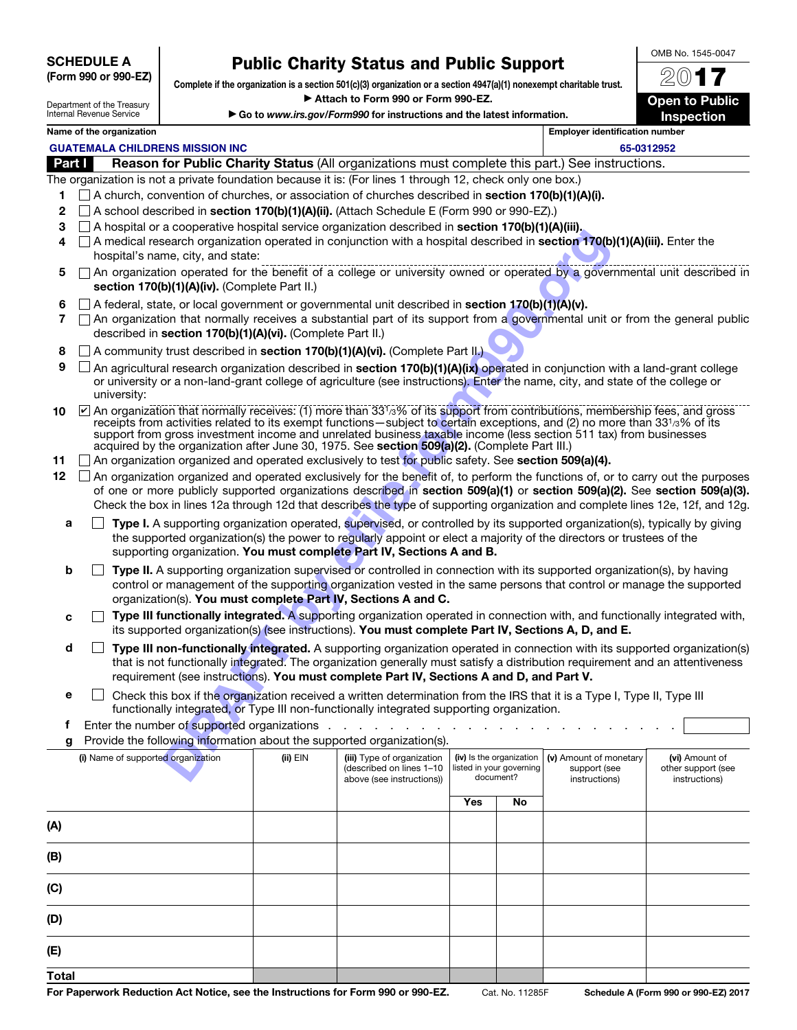**SCHEDULE A**
**(Form 990 or 990-EZ)**

Department of the Treasury
Internal Revenue Service

# Public Charity Status and Public Support

**Complete if the organization is a section 501(c)(3) organization or a section 4947(a)(1) nonexempt charitable trust.**
**▶ Attach to Form 990 or Form 990-EZ.**
**▶ Go to *www.irs.gov/Form990* for instructions and the latest information.**

OMB No. 1545-0047
**2017**
**Open to Public Inspection**

Name of the organization: **GUATEMALA CHILDRENS MISSION INC**
Employer identification number: **65-0312952**

## Part I Reason for Public Charity Status (All organizations must complete this part.) See instructions.

The organization is not a private foundation because it is: (For lines 1 through 12, check only one box.)

1. ☐ A church, convention of churches, or association of churches described in **section 170(b)(1)(A)(i).**
2. ☐ A school described in **section 170(b)(1)(A)(ii).** (Attach Schedule E (Form 990 or 990-EZ).)
3. ☐ A hospital or a cooperative hospital service organization described in **section 170(b)(1)(A)(iii).**
4. ☐ A medical research organization operated in conjunction with a hospital described in **section 170(b)(1)(A)(iii).** Enter the hospital's name, city, and state:
5. ☐ An organization operated for the benefit of a college or university owned or operated by a governmental unit described in **section 170(b)(1)(A)(iv).** (Complete Part II.)
6. ☐ A federal, state, or local government or governmental unit described in **section 170(b)(1)(A)(v).**
7. ☐ An organization that normally receives a substantial part of its support from a governmental unit or from the general public described in **section 170(b)(1)(A)(vi).** (Complete Part II.)
8. ☐ A community trust described in **section 170(b)(1)(A)(vi).** (Complete Part II.)
9. ☐ An agricultural research organization described in **section 170(b)(1)(A)(ix)** operated in conjunction with a land-grant college or university or a non-land-grant college of agriculture (see instructions). Enter the name, city, and state of the college or university:
10. ☑ An organization that normally receives: (1) more than 33 1/3% of its support from contributions, membership fees, and gross receipts from activities related to its exempt functions—subject to certain exceptions, and (2) no more than 33 1/3% of its support from gross investment income and unrelated business taxable income (less section 511 tax) from businesses acquired by the organization after June 30, 1975. See **section 509(a)(2).** (Complete Part III.)
11. ☐ An organization organized and operated exclusively to test for public safety. See **section 509(a)(4).**
12. ☐ An organization organized and operated exclusively for the benefit of, to perform the functions of, or to carry out the purposes of one or more publicly supported organizations described in **section 509(a)(1)** or **section 509(a)(2).** See **section 509(a)(3).** Check the box in lines 12a through 12d that describes the type of supporting organization and complete lines 12e, 12f, and 12g.

   a. ☐ **Type I.** A supporting organization operated, supervised, or controlled by its supported organization(s), typically by giving the supported organization(s) the power to regularly appoint or elect a majority of the directors or trustees of the supporting organization. **You must complete Part IV, Sections A and B.**

   b. ☐ **Type II.** A supporting organization supervised or controlled in connection with its supported organization(s), by having control or management of the supporting organization vested in the same persons that control or manage the supported organization(s). **You must complete Part IV, Sections A and C.**

   c. ☐ **Type III functionally integrated.** A supporting organization operated in connection with, and functionally integrated with, its supported organization(s) (see instructions). **You must complete Part IV, Sections A, D, and E.**

   d. ☐ **Type III non-functionally integrated.** A supporting organization operated in connection with its supported organization(s) that is not functionally integrated. The organization generally must satisfy a distribution requirement and an attentiveness requirement (see instructions). **You must complete Part IV, Sections A and D, and Part V.**

   e. ☐ Check this box if the organization received a written determination from the IRS that it is a Type I, Type II, Type III functionally integrated, or Type III non-functionally integrated supporting organization.

   f. Enter the number of supported organizations

   g. Provide the following information about the supported organization(s).

| (i) Name of supported organization | (ii) EIN | (iii) Type of organization (described on lines 1–10 above (see instructions)) | (iv) Is the organization listed in your governing document? | | (v) Amount of monetary support (see instructions) | (vi) Amount of other support (see instructions) |
|---|---|---|---|---|---|---|
| | | | Yes | No | | |
| (A) | | | | | | |
| (B) | | | | | | |
| (C) | | | | | | |
| (D) | | | | | | |
| (E) | | | | | | |
| Total | | | | | | |

For Paperwork Reduction Act Notice, see the Instructions for Form 990 or 990-EZ. Cat. No. 11285F Schedule A (Form 990 or 990-EZ) 2017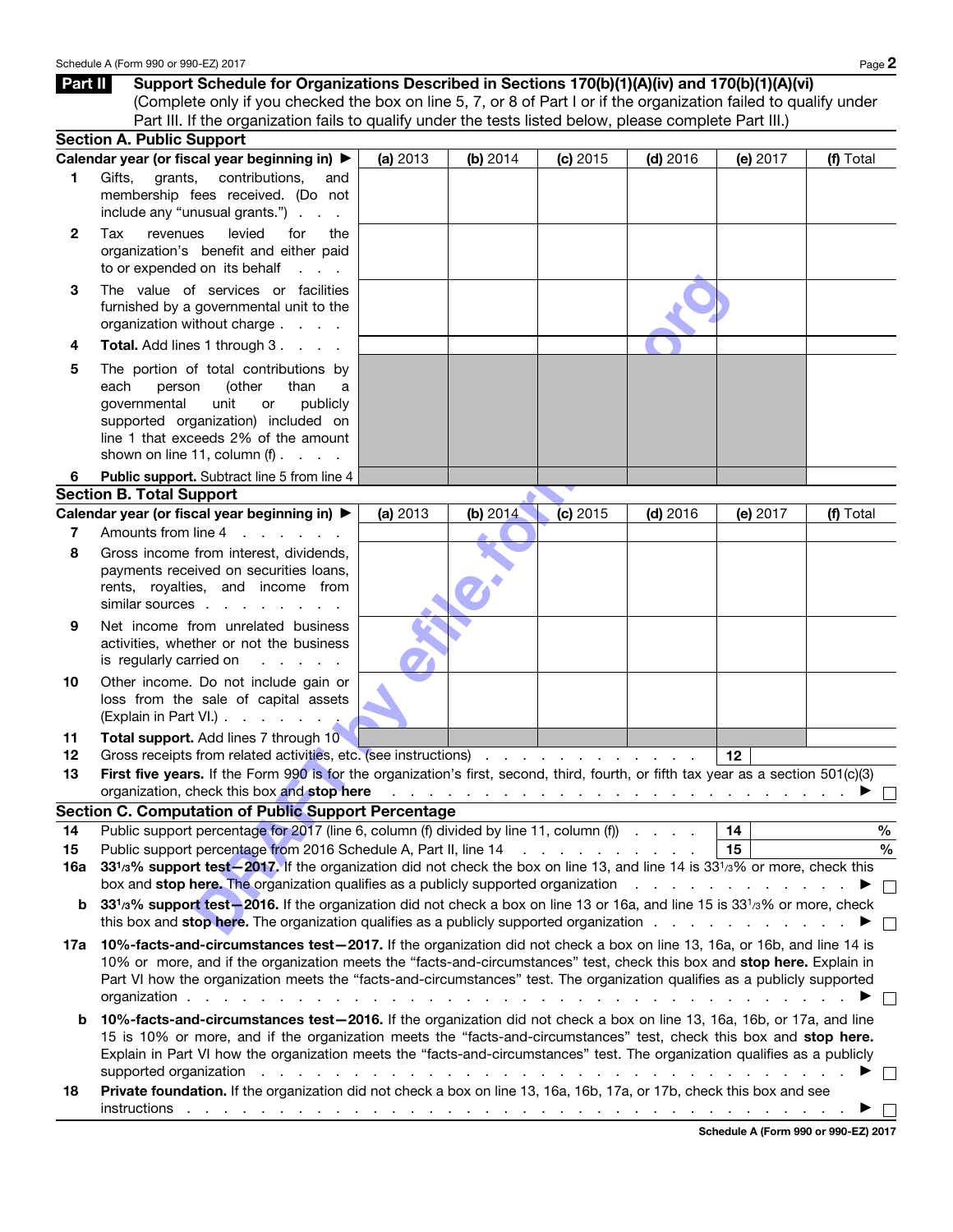## Part II Support Schedule for Organizations Described in Sections 170(b)(1)(A)(iv) and 170(b)(1)(A)(vi)

(Complete only if you checked the box on line 5, 7, or 8 of Part I or if the organization failed to qualify under Part III. If the organization fails to qualify under the tests listed below, please complete Part III.)

### Section A. Public Support

| Calendar year (or fiscal year beginning in) ▶ | (a) 2013 | (b) 2014 | (c) 2015 | (d) 2016 | (e) 2017 | (f) Total |
|---|---|---|---|---|---|---|
| **1** Gifts, grants, contributions, and membership fees received. (Do not include any "unusual grants.") | | | | | | |
| **2** Tax revenues levied for the organization's benefit and either paid to or expended on its behalf | | | | | | |
| **3** The value of services or facilities furnished by a governmental unit to the organization without charge | | | | | | |
| **4** **Total.** Add lines 1 through 3 | | | | | | |
| **5** The portion of total contributions by each person (other than a governmental unit or publicly supported organization) included on line 1 that exceeds 2% of the amount shown on line 11, column (f) | | | | | | |
| **6** **Public support.** Subtract line 5 from line 4 | | | | | | |

### Section B. Total Support

| Calendar year (or fiscal year beginning in) ▶ | (a) 2013 | (b) 2014 | (c) 2015 | (d) 2016 | (e) 2017 | (f) Total |
|---|---|---|---|---|---|---|
| **7** Amounts from line 4 | | | | | | |
| **8** Gross income from interest, dividends, payments received on securities loans, rents, royalties, and income from similar sources | | | | | | |
| **9** Net income from unrelated business activities, whether or not the business is regularly carried on | | | | | | |
| **10** Other income. Do not include gain or loss from the sale of capital assets (Explain in Part VI.) | | | | | | |
| **11** **Total support.** Add lines 7 through 10 | | | | | | |

**12** Gross receipts from related activities, etc. (see instructions) . . . **12**

**13** **First five years.** If the Form 990 is for the organization's first, second, third, fourth, or fifth tax year as a section 501(c)(3) organization, check this box and **stop here** . . . ▶ ☐

### Section C. Computation of Public Support Percentage

**14** Public support percentage for 2017 (line 6, column (f) divided by line 11, column (f)) . . . **14** %

**15** Public support percentage from 2016 Schedule A, Part II, line 14 . . . **15** %

**16a** **33⅓% support test—2017.** If the organization did not check the box on line 13, and line 14 is 33⅓% or more, check this box and **stop here.** The organization qualifies as a publicly supported organization . . . ▶ ☐

**b** **33⅓% support test—2016.** If the organization did not check a box on line 13 or 16a, and line 15 is 33⅓% or more, check this box and **stop here.** The organization qualifies as a publicly supported organization . . . ▶ ☐

**17a** **10%-facts-and-circumstances test—2017.** If the organization did not check a box on line 13, 16a, or 16b, and line 14 is 10% or more, and if the organization meets the "facts-and-circumstances" test, check this box and **stop here.** Explain in Part VI how the organization meets the "facts-and-circumstances" test. The organization qualifies as a publicly supported organization . . . ▶ ☐

**b** **10%-facts-and-circumstances test—2016.** If the organization did not check a box on line 13, 16a, 16b, or 17a, and line 15 is 10% or more, and if the organization meets the "facts-and-circumstances" test, check this box and **stop here.** Explain in Part VI how the organization meets the "facts-and-circumstances" test. The organization qualifies as a publicly supported organization . . . ▶ ☐

**18** **Private foundation.** If the organization did not check a box on line 13, 16a, 16b, 17a, or 17b, check this box and see instructions . . . ▶ ☐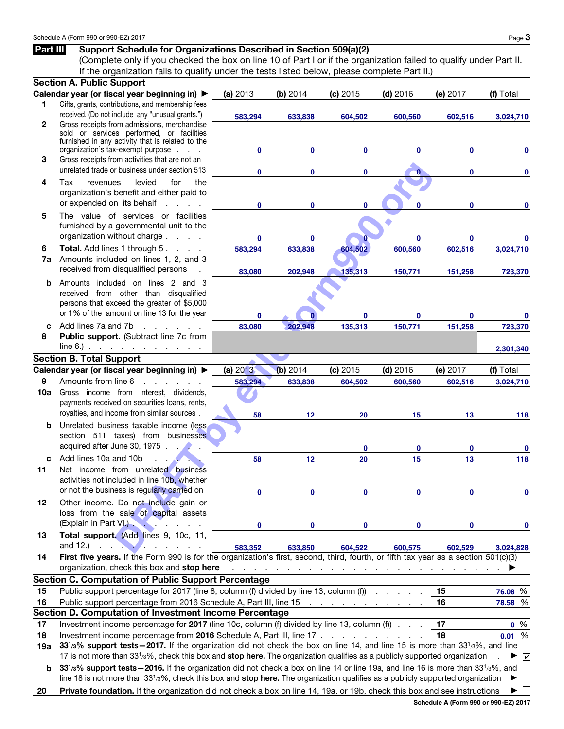Schedule A (Form 990 or 990-EZ) 2017

## Part III Support Schedule for Organizations Described in Section 509(a)(2)

(Complete only if you checked the box on line 10 of Part I or if the organization failed to qualify under Part II. If the organization fails to qualify under the tests listed below, please complete Part II.)

### Section A. Public Support

| Calendar year (or fiscal year beginning in) ▶ | (a) 2013 | (b) 2014 | (c) 2015 | (d) 2016 | (e) 2017 | (f) Total |
|---|---|---|---|---|---|---|
| 1 Gifts, grants, contributions, and membership fees received. (Do not include any "unusual grants.") | 583,294 | 633,838 | 604,502 | 600,560 | 602,516 | 3,024,710 |
| 2 Gross receipts from admissions, merchandise sold or services performed, or facilities furnished in any activity that is related to the organization's tax-exempt purpose | 0 | 0 | 0 | 0 | 0 | 0 |
| 3 Gross receipts from activities that are not an unrelated trade or business under section 513 | 0 | 0 | 0 | 0 | 0 | 0 |
| 4 Tax revenues levied for the organization's benefit and either paid to or expended on its behalf | 0 | 0 | 0 | 0 | 0 | 0 |
| 5 The value of services or facilities furnished by a governmental unit to the organization without charge | 0 | 0 | 0 | 0 | 0 | 0 |
| 6 **Total.** Add lines 1 through 5 | 583,294 | 633,838 | 604,502 | 600,560 | 602,516 | 3,024,710 |
| 7a Amounts included on lines 1, 2, and 3 received from disqualified persons | 83,080 | 202,948 | 135,313 | 150,771 | 151,258 | 723,370 |
| b Amounts included on lines 2 and 3 received from other than disqualified persons that exceed the greater of $5,000 or 1% of the amount on line 13 for the year | 0 | 0 | 0 | 0 | 0 | 0 |
| c Add lines 7a and 7b | 83,080 | 202,948 | 135,313 | 150,771 | 151,258 | 723,370 |
| 8 **Public support.** (Subtract line 7c from line 6.) | | | | | | 2,301,340 |

### Section B. Total Support

| Calendar year (or fiscal year beginning in) ▶ | (a) 2013 | (b) 2014 | (c) 2015 | (d) 2016 | (e) 2017 | (f) Total |
|---|---|---|---|---|---|---|
| 9 Amounts from line 6 | 583,294 | 633,838 | 604,502 | 600,560 | 602,516 | 3,024,710 |
| 10a Gross income from interest, dividends, payments received on securities loans, rents, royalties, and income from similar sources | 58 | 12 | 20 | 15 | 13 | 118 |
| b Unrelated business taxable income (less section 511 taxes) from businesses acquired after June 30, 1975 | | | 0 | 0 | 0 | 0 |
| c Add lines 10a and 10b | 58 | 12 | 20 | 15 | 13 | 118 |
| 11 Net income from unrelated business activities not included in line 10b, whether or not the business is regularly carried on | 0 | 0 | 0 | 0 | 0 | 0 |
| 12 Other income. Do not include gain or loss from the sale of capital assets (Explain in Part VI.) | 0 | 0 | 0 | 0 | 0 | 0 |
| 13 **Total support.** (Add lines 9, 10c, 11, and 12.) | 583,352 | 633,850 | 604,522 | 600,575 | 602,529 | 3,024,828 |

14 **First five years.** If the Form 990 is for the organization's first, second, third, fourth, or fifth tax year as a section 501(c)(3) organization, check this box and **stop here** ▶ ☐

### Section C. Computation of Public Support Percentage

| | | | |
|---|---|---|---|
| 15 | Public support percentage for 2017 (line 8, column (f) divided by line 13, column (f)) | 15 | 76.08 % |
| 16 | Public support percentage from 2016 Schedule A, Part III, line 15 | 16 | 78.58 % |

### Section D. Computation of Investment Income Percentage

| | | | |
|---|---|---|---|
| 17 | Investment income percentage for **2017** (line 10c, column (f) divided by line 13, column (f)) | 17 | 0 % |
| 18 | Investment income percentage from **2016** Schedule A, Part III, line 17 | 18 | 0.01 % |

19a **33 1/3% support tests—2017.** If the organization did not check the box on line 14, and line 15 is more than 33 1/3%, and line 17 is not more than 33 1/3%, check this box and **stop here.** The organization qualifies as a publicly supported organization ▶ ☑

b **33 1/3% support tests—2016.** If the organization did not check a box on line 14 or line 19a, and line 16 is more than 33 1/3%, and line 18 is not more than 33 1/3%, check this box and **stop here.** The organization qualifies as a publicly supported organization ▶ ☐

20 **Private foundation.** If the organization did not check a box on line 14, 19a, or 19b, check this box and see instructions ▶ ☐

Schedule A (Form 990 or 990-EZ) 2017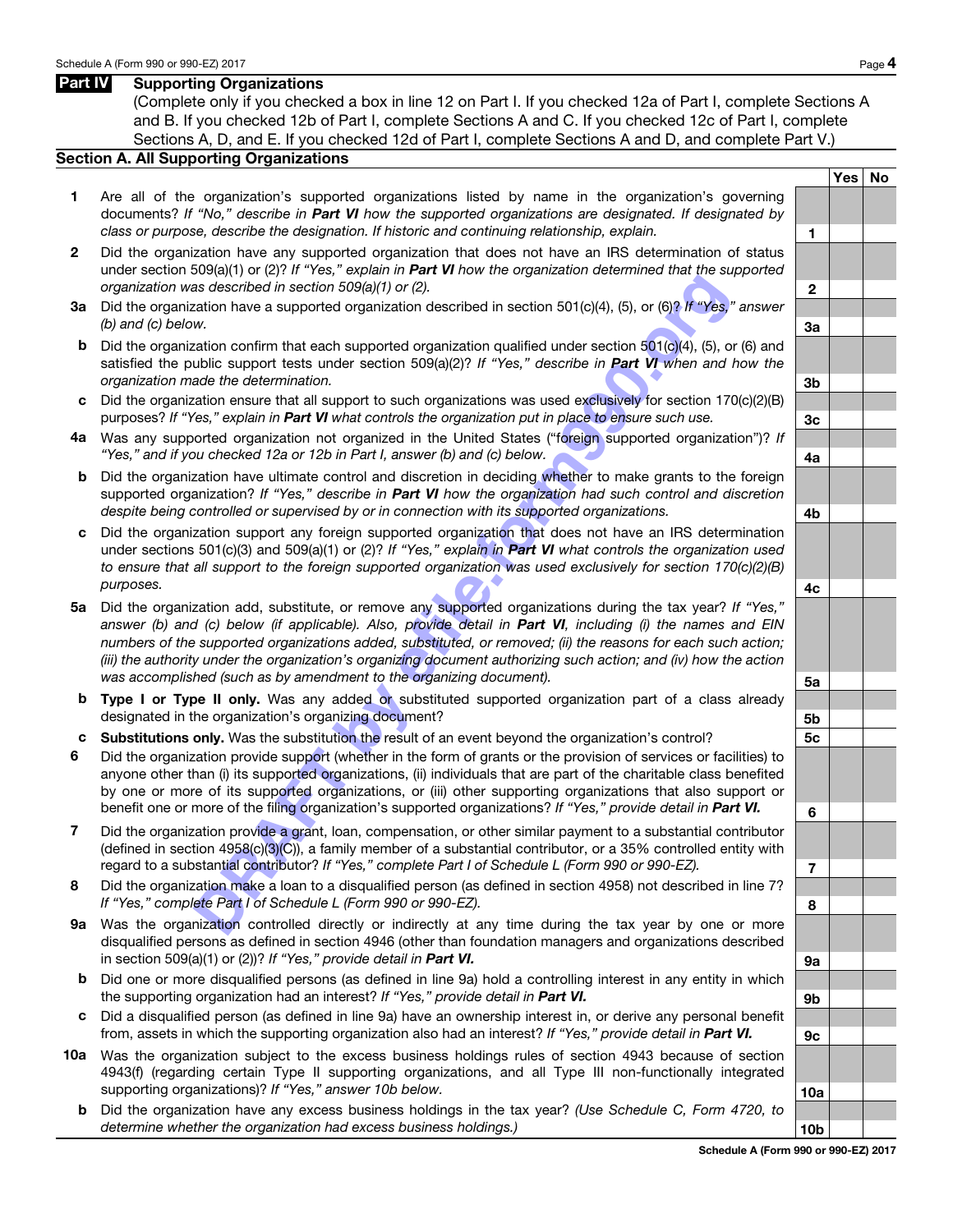## Part IV Supporting Organizations

(Complete only if you checked a box in line 12 on Part I. If you checked 12a of Part I, complete Sections A and B. If you checked 12b of Part I, complete Sections A and C. If you checked 12c of Part I, complete Sections A, D, and E. If you checked 12d of Part I, complete Sections A and D, and complete Part V.)

### Section A. All Supporting Organizations

| | | Line | Yes | No |
|---|---|---|---|---|
| **1** | Are all of the organization's supported organizations listed by name in the organization's governing documents? *If "No," describe in **Part VI** how the supported organizations are designated. If designated by class or purpose, describe the designation. If historic and continuing relationship, explain.* | 1 | | |
| **2** | Did the organization have any supported organization that does not have an IRS determination of status under section 509(a)(1) or (2)? *If "Yes," explain in **Part VI** how the organization determined that the supported organization was described in section 509(a)(1) or (2).* | 2 | | |
| **3a** | Did the organization have a supported organization described in section 501(c)(4), (5), or (6)? *If "Yes," answer (b) and (c) below.* | 3a | | |
| **b** | Did the organization confirm that each supported organization qualified under section 501(c)(4), (5), or (6) and satisfied the public support tests under section 509(a)(2)? *If "Yes," describe in **Part VI** when and how the organization made the determination.* | 3b | | |
| **c** | Did the organization ensure that all support to such organizations was used exclusively for section 170(c)(2)(B) purposes? *If "Yes," explain in **Part VI** what controls the organization put in place to ensure such use.* | 3c | | |
| **4a** | Was any supported organization not organized in the United States ("foreign supported organization")? *If "Yes," and if you checked 12a or 12b in Part I, answer (b) and (c) below.* | 4a | | |
| **b** | Did the organization have ultimate control and discretion in deciding whether to make grants to the foreign supported organization? *If "Yes," describe in **Part VI** how the organization had such control and discretion despite being controlled or supervised by or in connection with its supported organizations.* | 4b | | |
| **c** | Did the organization support any foreign supported organization that does not have an IRS determination under sections 501(c)(3) and 509(a)(1) or (2)? *If "Yes," explain in **Part VI** what controls the organization used to ensure that all support to the foreign supported organization was used exclusively for section 170(c)(2)(B) purposes.* | 4c | | |
| **5a** | Did the organization add, substitute, or remove any supported organizations during the tax year? *If "Yes," answer (b) and (c) below (if applicable). Also, provide detail in **Part VI**, including (i) the names and EIN numbers of the supported organizations added, substituted, or removed; (ii) the reasons for each such action; (iii) the authority under the organization's organizing document authorizing such action; and (iv) how the action was accomplished (such as by amendment to the organizing document).* | 5a | | |
| **b** | **Type I or Type II only.** Was any added or substituted supported organization part of a class already designated in the organization's organizing document? | 5b | | |
| **c** | **Substitutions only.** Was the substitution the result of an event beyond the organization's control? | 5c | | |
| **6** | Did the organization provide support (whether in the form of grants or the provision of services or facilities) to anyone other than (i) its supported organizations, (ii) individuals that are part of the charitable class benefited by one or more of its supported organizations, or (iii) other supporting organizations that also support or benefit one or more of the filing organization's supported organizations? *If "Yes," provide detail in **Part VI.*** | 6 | | |
| **7** | Did the organization provide a grant, loan, compensation, or other similar payment to a substantial contributor (defined in section 4958(c)(3)(C)), a family member of a substantial contributor, or a 35% controlled entity with regard to a substantial contributor? *If "Yes," complete Part I of Schedule L (Form 990 or 990-EZ).* | 7 | | |
| **8** | Did the organization make a loan to a disqualified person (as defined in section 4958) not described in line 7? *If "Yes," complete Part I of Schedule L (Form 990 or 990-EZ).* | 8 | | |
| **9a** | Was the organization controlled directly or indirectly at any time during the tax year by one or more disqualified persons as defined in section 4946 (other than foundation managers and organizations described in section 509(a)(1) or (2))? *If "Yes," provide detail in **Part VI.*** | 9a | | |
| **b** | Did one or more disqualified persons (as defined in line 9a) hold a controlling interest in any entity in which the supporting organization had an interest? *If "Yes," provide detail in **Part VI.*** | 9b | | |
| **c** | Did a disqualified person (as defined in line 9a) have an ownership interest in, or derive any personal benefit from, assets in which the supporting organization also had an interest? *If "Yes," provide detail in **Part VI.*** | 9c | | |
| **10a** | Was the organization subject to the excess business holdings rules of section 4943 because of section 4943(f) (regarding certain Type II supporting organizations, and all Type III non-functionally integrated supporting organizations)? *If "Yes," answer 10b below.* | 10a | | |
| **b** | Did the organization have any excess business holdings in the tax year? *(Use Schedule C, Form 4720, to determine whether the organization had excess business holdings.)* | 10b | | |

Schedule A (Form 990 or 990-EZ) 2017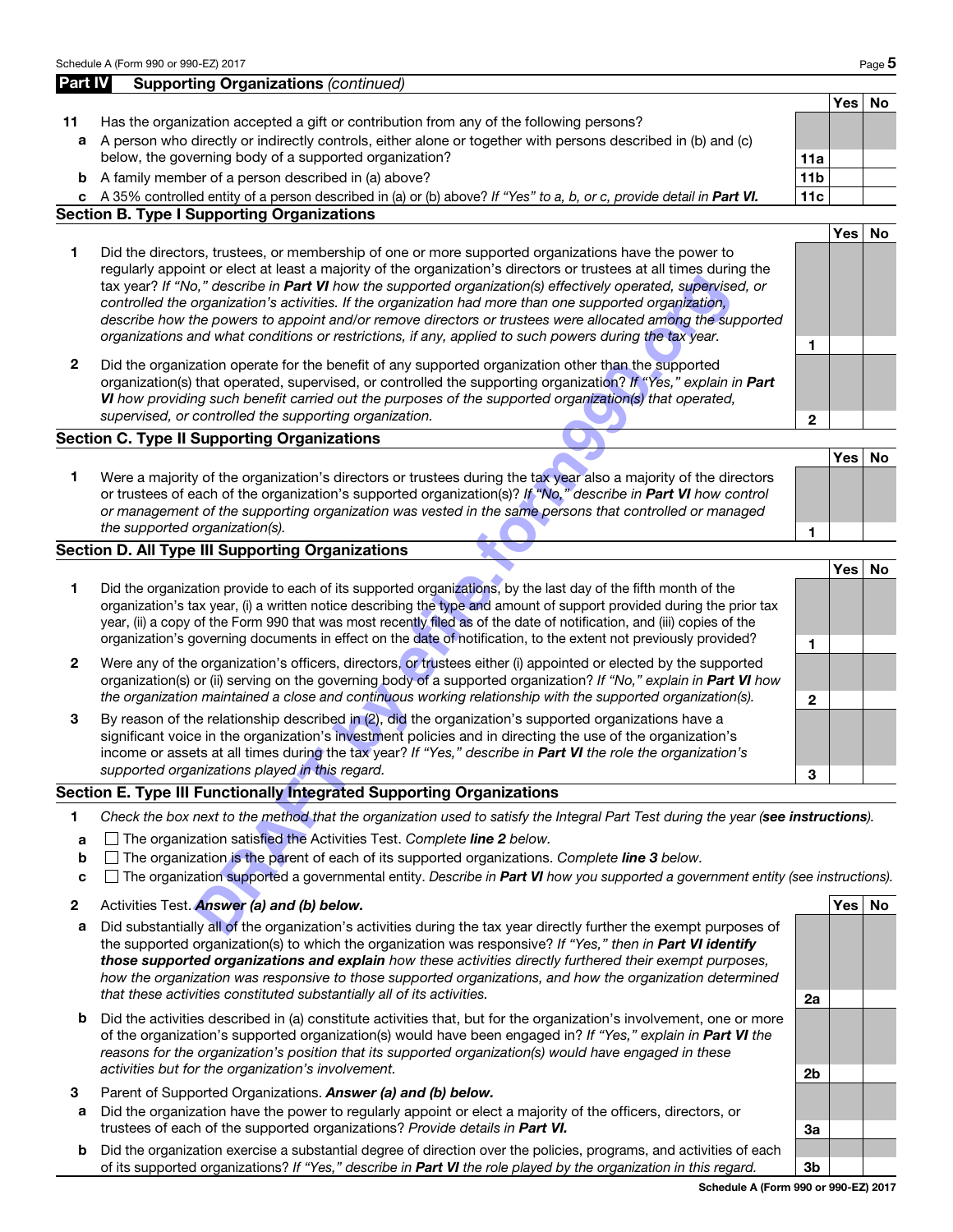## Part IV Supporting Organizations *(continued)*

| | | | Yes | No |
|---|---|---|---|---|
| **11** | Has the organization accepted a gift or contribution from any of the following persons? | | | |
| **a** | A person who directly or indirectly controls, either alone or together with persons described in (b) and (c) below, the governing body of a supported organization? | **11a** | | |
| **b** | A family member of a person described in (a) above? | **11b** | | |
| **c** | A 35% controlled entity of a person described in (a) or (b) above? *If "Yes" to a, b, or c, provide detail in* ***Part VI.*** | **11c** | | |

### Section B. Type I Supporting Organizations

| | | | Yes | No |
|---|---|---|---|---|
| **1** | Did the directors, trustees, or membership of one or more supported organizations have the power to regularly appoint or elect at least a majority of the organization's directors or trustees at all times during the tax year? *If "No," describe in* ***Part VI*** *how the supported organization(s) effectively operated, supervised, or controlled the organization's activities. If the organization had more than one supported organization, describe how the powers to appoint and/or remove directors or trustees were allocated among the supported organizations and what conditions or restrictions, if any, applied to such powers during the tax year.* | **1** | | |
| **2** | Did the organization operate for the benefit of any supported organization other than the supported organization(s) that operated, supervised, or controlled the supporting organization? *If "Yes," explain in* ***Part VI*** *how providing such benefit carried out the purposes of the supported organization(s) that operated, supervised, or controlled the supporting organization.* | **2** | | |

### Section C. Type II Supporting Organizations

| | | | Yes | No |
|---|---|---|---|---|
| **1** | Were a majority of the organization's directors or trustees during the tax year also a majority of the directors or trustees of each of the organization's supported organization(s)? *If "No," describe in* ***Part VI*** *how control or management of the supporting organization was vested in the same persons that controlled or managed the supported organization(s).* | **1** | | |

### Section D. All Type III Supporting Organizations

| | | | Yes | No |
|---|---|---|---|---|
| **1** | Did the organization provide to each of its supported organizations, by the last day of the fifth month of the organization's tax year, (i) a written notice describing the type and amount of support provided during the prior tax year, (ii) a copy of the Form 990 that was most recently filed as of the date of notification, and (iii) copies of the organization's governing documents in effect on the date of notification, to the extent not previously provided? | **1** | | |
| **2** | Were any of the organization's officers, directors, or trustees either (i) appointed or elected by the supported organization(s) or (ii) serving on the governing body of a supported organization? *If "No," explain in* ***Part VI*** *how the organization maintained a close and continuous working relationship with the supported organization(s).* | **2** | | |
| **3** | By reason of the relationship described in (2), did the organization's supported organizations have a significant voice in the organization's investment policies and in directing the use of the organization's income or assets at all times during the tax year? *If "Yes," describe in* ***Part VI*** *the role the organization's supported organizations played in this regard.* | **3** | | |

### Section E. Type III Functionally Integrated Supporting Organizations

**1** *Check the box next to the method that the organization used to satisfy the Integral Part Test during the year (**see instructions**).*

- **a** ☐ The organization satisfied the Activities Test. *Complete **line 2** below.*
- **b** ☐ The organization is the parent of each of its supported organizations. *Complete **line 3** below.*
- **c** ☐ The organization supported a governmental entity. *Describe in **Part VI** how you supported a government entity (see instructions).*

| | | | Yes | No |
|---|---|---|---|---|
| **2** | Activities Test. ***Answer (a) and (b) below.*** | | | |
| **a** | Did substantially all of the organization's activities during the tax year directly further the exempt purposes of the supported organization(s) to which the organization was responsive? *If "Yes," then in* ***Part VI identify those supported organizations and explain*** *how these activities directly furthered their exempt purposes, how the organization was responsive to those supported organizations, and how the organization determined that these activities constituted substantially all of its activities.* | **2a** | | |
| **b** | Did the activities described in (a) constitute activities that, but for the organization's involvement, one or more of the organization's supported organization(s) would have been engaged in? *If "Yes," explain in* ***Part VI*** *the reasons for the organization's position that its supported organization(s) would have engaged in these activities but for the organization's involvement.* | **2b** | | |
| **3** | Parent of Supported Organizations. ***Answer (a) and (b) below.*** | | | |
| **a** | Did the organization have the power to regularly appoint or elect a majority of the officers, directors, or trustees of each of the supported organizations? *Provide details in* ***Part VI.*** | **3a** | | |
| **b** | Did the organization exercise a substantial degree of direction over the policies, programs, and activities of each of its supported organizations? *If "Yes," describe in* ***Part VI*** *the role played by the organization in this regard.* | **3b** | | |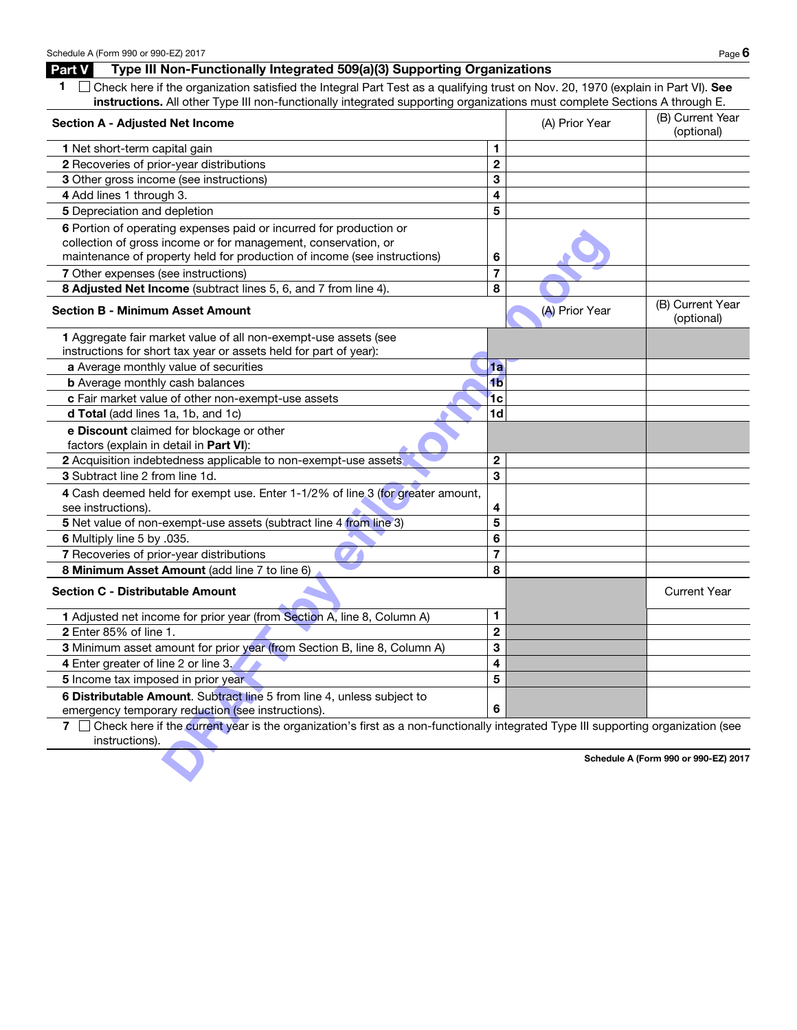## Part V Type III Non-Functionally Integrated 509(a)(3) Supporting Organizations

1 ☐ Check here if the organization satisfied the Integral Part Test as a qualifying trust on Nov. 20, 1970 (explain in Part VI). **See instructions.** All other Type III non-functionally integrated supporting organizations must complete Sections A through E.

| **Section A - Adjusted Net Income** | | (A) Prior Year | (B) Current Year (optional) |
|---|---|---|---|
| **1** Net short-term capital gain | 1 | | |
| **2** Recoveries of prior-year distributions | 2 | | |
| **3** Other gross income (see instructions) | 3 | | |
| **4** Add lines 1 through 3. | 4 | | |
| **5** Depreciation and depletion | 5 | | |
| **6** Portion of operating expenses paid or incurred for production or collection of gross income or for management, conservation, or maintenance of property held for production of income (see instructions) | 6 | | |
| **7** Other expenses (see instructions) | 7 | | |
| **8 Adjusted Net Income** (subtract lines 5, 6, and 7 from line 4). | 8 | | |

| **Section B - Minimum Asset Amount** | | (A) Prior Year | (B) Current Year (optional) |
|---|---|---|---|
| **1** Aggregate fair market value of all non-exempt-use assets (see instructions for short tax year or assets held for part of year): | | | |
| **a** Average monthly value of securities | 1a | | |
| **b** Average monthly cash balances | 1b | | |
| **c** Fair market value of other non-exempt-use assets | 1c | | |
| **d Total** (add lines 1a, 1b, and 1c) | 1d | | |
| **e Discount** claimed for blockage or other factors (explain in detail in **Part VI**): | | | |
| **2** Acquisition indebtedness applicable to non-exempt-use assets | 2 | | |
| **3** Subtract line 2 from line 1d. | 3 | | |
| **4** Cash deemed held for exempt use. Enter 1-1/2% of line 3 (for greater amount, see instructions). | 4 | | |
| **5** Net value of non-exempt-use assets (subtract line 4 from line 3) | 5 | | |
| **6** Multiply line 5 by .035. | 6 | | |
| **7** Recoveries of prior-year distributions | 7 | | |
| **8 Minimum Asset Amount** (add line 7 to line 6) | 8 | | |

| **Section C - Distributable Amount** | | | Current Year |
|---|---|---|---|
| **1** Adjusted net income for prior year (from Section A, line 8, Column A) | 1 | | |
| **2** Enter 85% of line 1. | 2 | | |
| **3** Minimum asset amount for prior year (from Section B, line 8, Column A) | 3 | | |
| **4** Enter greater of line 2 or line 3. | 4 | | |
| **5** Income tax imposed in prior year | 5 | | |
| **6 Distributable Amount.** Subtract line 5 from line 4, unless subject to emergency temporary reduction (see instructions). | 6 | | |

7 ☐ Check here if the current year is the organization's first as a non-functionally integrated Type III supporting organization (see instructions).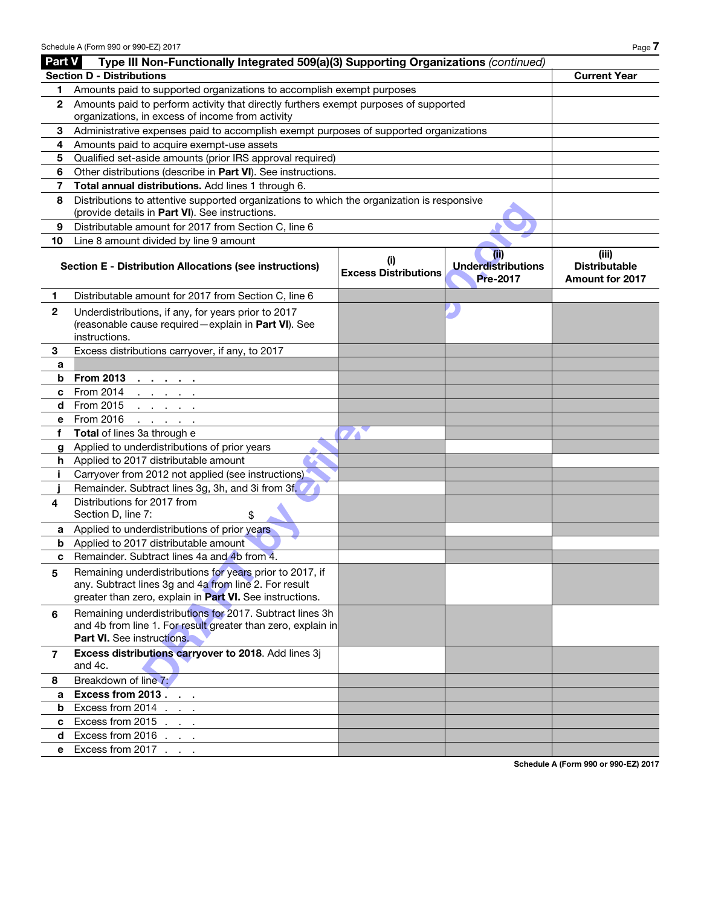## Part V Type III Non-Functionally Integrated 509(a)(3) Supporting Organizations *(continued)*

| Section D - Distributions | | Current Year |
|---|---|---|
| 1 | Amounts paid to supported organizations to accomplish exempt purposes | |
| 2 | Amounts paid to perform activity that directly furthers exempt purposes of supported organizations, in excess of income from activity | |
| 3 | Administrative expenses paid to accomplish exempt purposes of supported organizations | |
| 4 | Amounts paid to acquire exempt-use assets | |
| 5 | Qualified set-aside amounts (prior IRS approval required) | |
| 6 | Other distributions (describe in **Part VI**). See instructions. | |
| 7 | **Total annual distributions.** Add lines 1 through 6. | |
| 8 | Distributions to attentive supported organizations to which the organization is responsive (provide details in **Part VI**). See instructions. | |
| 9 | Distributable amount for 2017 from Section C, line 6 | |
| 10 | Line 8 amount divided by line 9 amount | |

| Section E - Distribution Allocations (see instructions) | | (i) Excess Distributions | (ii) Underdistributions Pre-2017 | (iii) Distributable Amount for 2017 |
|---|---|---|---|---|
| 1 | Distributable amount for 2017 from Section C, line 6 | | | |
| 2 | Underdistributions, if any, for years prior to 2017 (reasonable cause required—explain in **Part VI**). See instructions. | | | |
| 3 | Excess distributions carryover, if any, to 2017 | | | |
| a | | | | |
| b | **From 2013** | | | |
| c | From 2014 | | | |
| d | From 2015 | | | |
| e | From 2016 | | | |
| f | **Total** of lines 3a through e | | | |
| g | Applied to underdistributions of prior years | | | |
| h | Applied to 2017 distributable amount | | | |
| i | Carryover from 2012 not applied (see instructions) | | | |
| j | Remainder. Subtract lines 3g, 3h, and 3i from 3f. | | | |
| 4 | Distributions for 2017 from Section D, line 7: $ | | | |
| a | Applied to underdistributions of prior years | | | |
| b | Applied to 2017 distributable amount | | | |
| c | Remainder. Subtract lines 4a and 4b from 4. | | | |
| 5 | Remaining underdistributions for years prior to 2017, if any. Subtract lines 3g and 4a from line 2. For result greater than zero, explain in **Part VI.** See instructions. | | | |
| 6 | Remaining underdistributions for 2017. Subtract lines 3h and 4b from line 1. For result greater than zero, explain in **Part VI.** See instructions. | | | |
| 7 | **Excess distributions carryover to 2018.** Add lines 3j and 4c. | | | |
| 8 | Breakdown of line 7: | | | |
| a | **Excess from 2013** | | | |
| b | Excess from 2014 | | | |
| c | Excess from 2015 | | | |
| d | Excess from 2016 | | | |
| e | Excess from 2017 | | | |

Schedule A (Form 990 or 990-EZ) 2017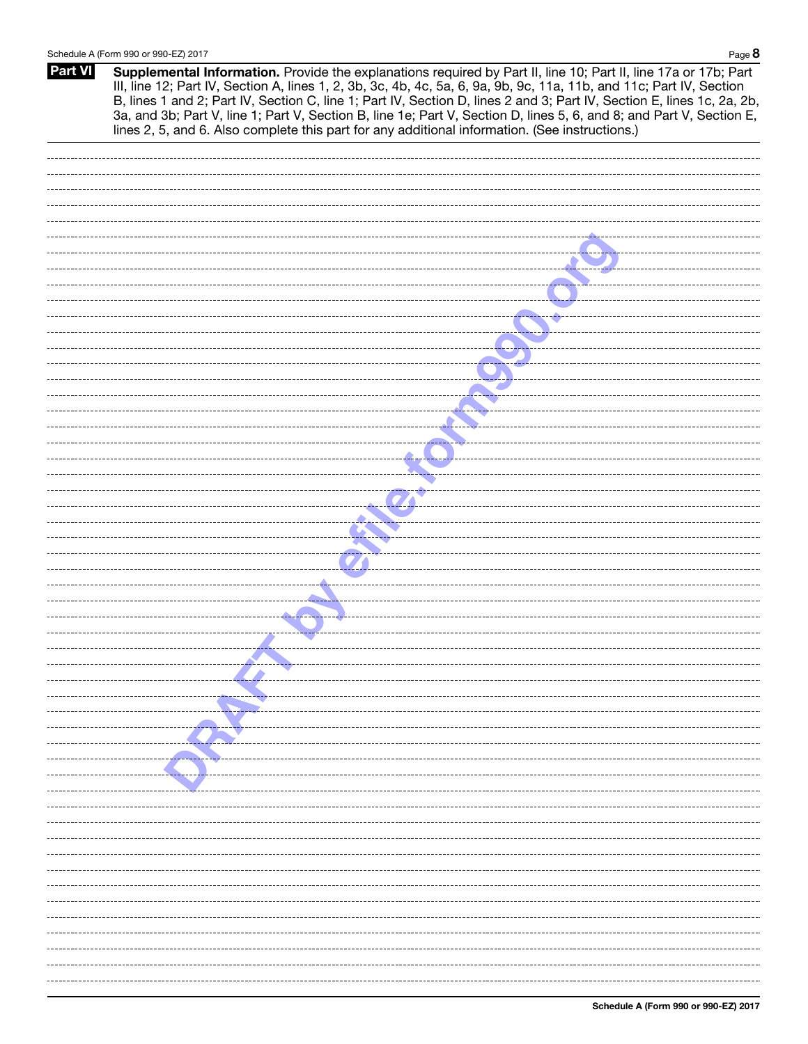**Part VI** **Supplemental Information.** Provide the explanations required by Part II, line 10; Part II, line 17a or 17b; Part III, line 12; Part IV, Section A, lines 1, 2, 3b, 3c, 4b, 4c, 5a, 6, 9a, 9b, 9c, 11a, 11b, and 11c; Part IV, Section B, lines 1 and 2; Part IV, Section C, line 1; Part IV, Section D, lines 2 and 3; Part IV, Section E, lines 1c, 2a, 2b, 3a, and 3b; Part V, line 1; Part V, Section B, line 1e; Part V, Section D, lines 5, 6, and 8; and Part V, Section E, lines 2, 5, and 6. Also complete this part for any additional information. (See instructions.)

DRAFT by efile.form990.org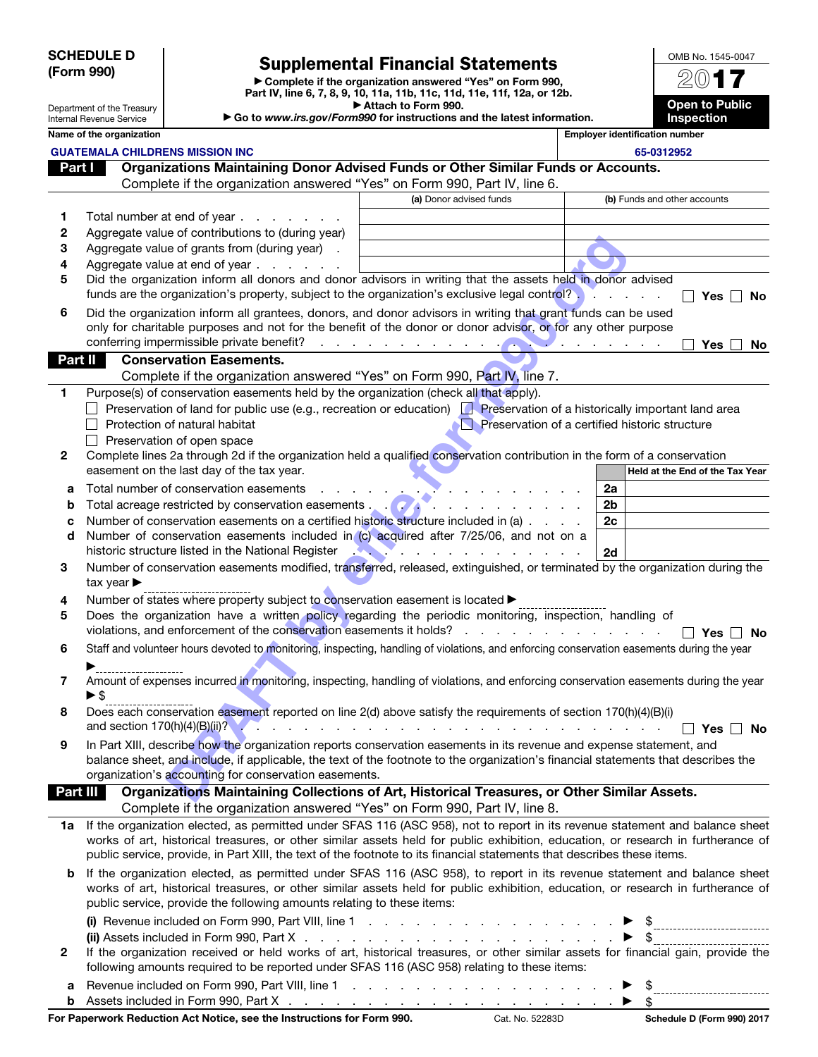**SCHEDULE D (Form 990)**

Department of the Treasury
Internal Revenue Service

# Supplemental Financial Statements

▶ Complete if the organization answered "Yes" on Form 990, Part IV, line 6, 7, 8, 9, 10, 11a, 11b, 11c, 11d, 11e, 11f, 12a, or 12b.
▶ Attach to Form 990.
▶ Go to *www.irs.gov/Form990* for instructions and the latest information.

OMB No. 1545-0047
**2017**
**Open to Public Inspection**

**Name of the organization:** GUATEMALA CHILDRENS MISSION INC
**Employer identification number:** 65-0312952

## Part I Organizations Maintaining Donor Advised Funds or Other Similar Funds or Accounts.

Complete if the organization answered "Yes" on Form 990, Part IV, line 6.

| | | (a) Donor advised funds | (b) Funds and other accounts |
|---|---|---|---|
| 1 | Total number at end of year | | |
| 2 | Aggregate value of contributions to (during year) | | |
| 3 | Aggregate value of grants from (during year) | | |
| 4 | Aggregate value at end of year | | |

5 Did the organization inform all donors and donor advisors in writing that the assets held in donor advised funds are the organization's property, subject to the organization's exclusive legal control? ☐ Yes ☐ No

6 Did the organization inform all grantees, donors, and donor advisors in writing that grant funds can be used only for charitable purposes and not for the benefit of the donor or donor advisor, or for any other purpose conferring impermissible private benefit? ☐ Yes ☐ No

## Part II Conservation Easements.

Complete if the organization answered "Yes" on Form 990, Part IV, line 7.

1 Purpose(s) of conservation easements held by the organization (check all that apply).
- ☐ Preservation of land for public use (e.g., recreation or education)
- ☐ Preservation of a historically important land area
- ☐ Protection of natural habitat
- ☐ Preservation of a certified historic structure
- ☐ Preservation of open space

2 Complete lines 2a through 2d if the organization held a qualified conservation contribution in the form of a conservation easement on the last day of the tax year.

| | | | Held at the End of the Tax Year |
|---|---|---|---|
| a | Total number of conservation easements | 2a | |
| b | Total acreage restricted by conservation easements | 2b | |
| c | Number of conservation easements on a certified historic structure included in (a) | 2c | |
| d | Number of conservation easements included in (c) acquired after 7/25/06, and not on a historic structure listed in the National Register | 2d | |

3 Number of conservation easements modified, transferred, released, extinguished, or terminated by the organization during the tax year ▶

4 Number of states where property subject to conservation easement is located ▶

5 Does the organization have a written policy regarding the periodic monitoring, inspection, handling of violations, and enforcement of the conservation easements it holds? ☐ Yes ☐ No

6 Staff and volunteer hours devoted to monitoring, inspecting, handling of violations, and enforcing conservation easements during the year ▶

7 Amount of expenses incurred in monitoring, inspecting, handling of violations, and enforcing conservation easements during the year ▶ $

8 Does each conservation easement reported on line 2(d) above satisfy the requirements of section 170(h)(4)(B)(i) and section 170(h)(4)(B)(ii)? ☐ Yes ☐ No

9 In Part XIII, describe how the organization reports conservation easements in its revenue and expense statement, and balance sheet, and include, if applicable, the text of the footnote to the organization's financial statements that describes the organization's accounting for conservation easements.

## Part III Organizations Maintaining Collections of Art, Historical Treasures, or Other Similar Assets.

Complete if the organization answered "Yes" on Form 990, Part IV, line 8.

1a If the organization elected, as permitted under SFAS 116 (ASC 958), not to report in its revenue statement and balance sheet works of art, historical treasures, or other similar assets held for public exhibition, education, or research in furtherance of public service, provide, in Part XIII, the text of the footnote to its financial statements that describes these items.

b If the organization elected, as permitted under SFAS 116 (ASC 958), to report in its revenue statement and balance sheet works of art, historical treasures, or other similar assets held for public exhibition, education, or research in furtherance of public service, provide the following amounts relating to these items:

(i) Revenue included on Form 990, Part VIII, line 1 ▶ $

(ii) Assets included in Form 990, Part X ▶ $

2 If the organization received or held works of art, historical treasures, or other similar assets for financial gain, provide the following amounts required to be reported under SFAS 116 (ASC 958) relating to these items:

a Revenue included on Form 990, Part VIII, line 1 ▶ $

b Assets included in Form 990, Part X ▶ $

For Paperwork Reduction Act Notice, see the Instructions for Form 990. Cat. No. 52283D Schedule D (Form 990) 2017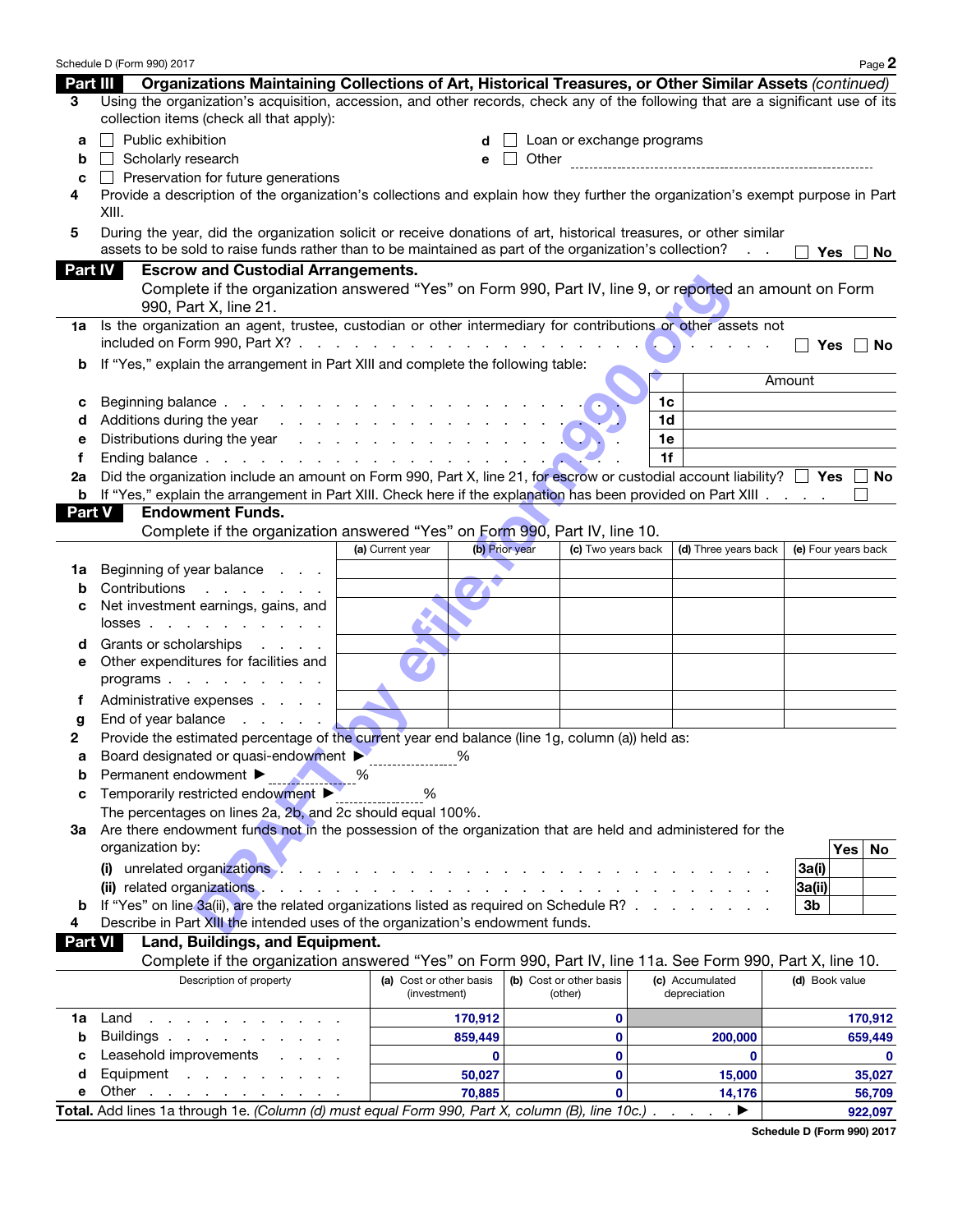Schedule D (Form 990) 2017 Page 2

## Part III Organizations Maintaining Collections of Art, Historical Treasures, or Other Similar Assets *(continued)*

**3** Using the organization's acquisition, accession, and other records, check any of the following that are a significant use of its collection items (check all that apply):

- **a** ☐ Public exhibition
- **b** ☐ Scholarly research
- **c** ☐ Preservation for future generations
- **d** ☐ Loan or exchange programs
- **e** ☐ Other

**4** Provide a description of the organization's collections and explain how they further the organization's exempt purpose in Part XIII.

**5** During the year, did the organization solicit or receive donations of art, historical treasures, or other similar assets to be sold to raise funds rather than to be maintained as part of the organization's collection? ☐ Yes ☐ No

## Part IV Escrow and Custodial Arrangements.

Complete if the organization answered "Yes" on Form 990, Part IV, line 9, or reported an amount on Form 990, Part X, line 21.

**1a** Is the organization an agent, trustee, custodian or other intermediary for contributions or other assets not included on Form 990, Part X? ☐ Yes ☐ No

**b** If "Yes," explain the arrangement in Part XIII and complete the following table:

| | | | Amount |
|---|---|---|---|
| c | Beginning balance | 1c | |
| d | Additions during the year | 1d | |
| e | Distributions during the year | 1e | |
| f | Ending balance | 1f | |

**2a** Did the organization include an amount on Form 990, Part X, line 21, for escrow or custodial account liability? ☐ Yes ☐ No

**b** If "Yes," explain the arrangement in Part XIII. Check here if the explanation has been provided on Part XIII ☐

## Part V Endowment Funds.

Complete if the organization answered "Yes" on Form 990, Part IV, line 10.

| | | (a) Current year | (b) Prior year | (c) Two years back | (d) Three years back | (e) Four years back |
|---|---|---|---|---|---|---|
| 1a | Beginning of year balance | | | | | |
| b | Contributions | | | | | |
| c | Net investment earnings, gains, and losses | | | | | |
| d | Grants or scholarships | | | | | |
| e | Other expenditures for facilities and programs | | | | | |
| f | Administrative expenses | | | | | |
| g | End of year balance | | | | | |

**2** Provide the estimated percentage of the current year end balance (line 1g, column (a)) held as:

- **a** Board designated or quasi-endowment ▶ ______ %
- **b** Permanent endowment ▶ ______ %
- **c** Temporarily restricted endowment ▶ ______ %

The percentages on lines 2a, 2b, and 2c should equal 100%.

**3a** Are there endowment funds not in the possession of the organization that are held and administered for the organization by:

| | | | Yes | No |
|---|---|---|---|---|
| | (i) unrelated organizations | 3a(i) | | |
| | (ii) related organizations | 3a(ii) | | |
| b | If "Yes" on line 3a(ii), are the related organizations listed as required on Schedule R? | 3b | | |

**4** Describe in Part XIII the intended uses of the organization's endowment funds.

## Part VI Land, Buildings, and Equipment.

Complete if the organization answered "Yes" on Form 990, Part IV, line 11a. See Form 990, Part X, line 10.

| | Description of property | (a) Cost or other basis (investment) | (b) Cost or other basis (other) | (c) Accumulated depreciation | (d) Book value |
|---|---|---|---|---|---|
| 1a | Land | 170,912 | 0 | | 170,912 |
| b | Buildings | 859,449 | 0 | 200,000 | 659,449 |
| c | Leasehold improvements | 0 | 0 | 0 | 0 |
| d | Equipment | 50,027 | 0 | 15,000 | 35,027 |
| e | Other | 70,885 | 0 | 14,176 | 56,709 |
| **Total.** | Add lines 1a through 1e. *(Column (d) must equal Form 990, Part X, column (B), line 10c.)* ▶ | | | | 922,097 |

Schedule D (Form 990) 2017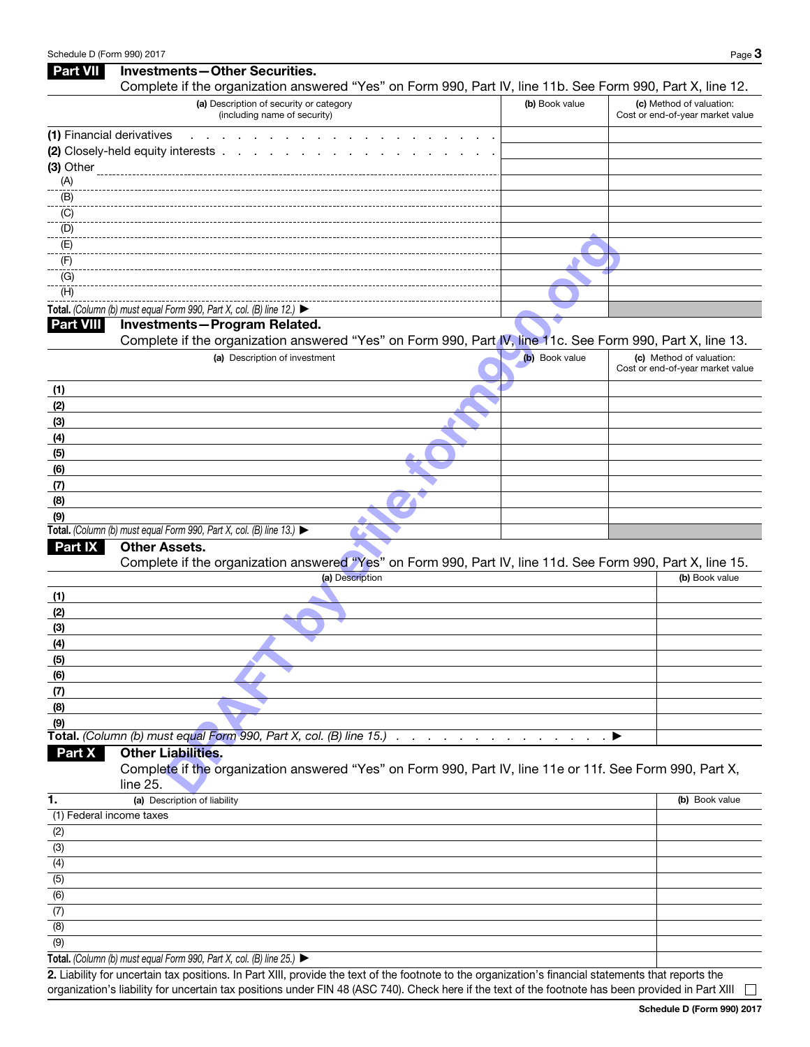## Part VII Investments—Other Securities.

Complete if the organization answered "Yes" on Form 990, Part IV, line 11b. See Form 990, Part X, line 12.

| (a) Description of security or category (including name of security) | (b) Book value | (c) Method of valuation: Cost or end-of-year market value |
|---|---|---|
| (1) Financial derivatives | | |
| (2) Closely-held equity interests | | |
| (3) Other | | |
| (A) | | |
| (B) | | |
| (C) | | |
| (D) | | |
| (E) | | |
| (F) | | |
| (G) | | |
| (H) | | |
| **Total.** *(Column (b) must equal Form 990, Part X, col. (B) line 12.)* ▶ | | |

## Part VIII Investments—Program Related.

Complete if the organization answered "Yes" on Form 990, Part IV, line 11c. See Form 990, Part X, line 13.

| (a) Description of investment | (b) Book value | (c) Method of valuation: Cost or end-of-year market value |
|---|---|---|
| (1) | | |
| (2) | | |
| (3) | | |
| (4) | | |
| (5) | | |
| (6) | | |
| (7) | | |
| (8) | | |
| (9) | | |
| **Total.** *(Column (b) must equal Form 990, Part X, col. (B) line 13.)* ▶ | | |

## Part IX Other Assets.

Complete if the organization answered "Yes" on Form 990, Part IV, line 11d. See Form 990, Part X, line 15.

| (a) Description | (b) Book value |
|---|---|
| (1) | |
| (2) | |
| (3) | |
| (4) | |
| (5) | |
| (6) | |
| (7) | |
| (8) | |
| (9) | |
| **Total.** *(Column (b) must equal Form 990, Part X, col. (B) line 15.)* ▶ | |

## Part X Other Liabilities.

Complete if the organization answered "Yes" on Form 990, Part IV, line 11e or 11f. See Form 990, Part X, line 25.

| 1. (a) Description of liability | (b) Book value |
|---|---|
| (1) Federal income taxes | |
| (2) | |
| (3) | |
| (4) | |
| (5) | |
| (6) | |
| (7) | |
| (8) | |
| (9) | |
| **Total.** *(Column (b) must equal Form 990, Part X, col. (B) line 25.)* ▶ | |

**2.** Liability for uncertain tax positions. In Part XIII, provide the text of the footnote to the organization's financial statements that reports the organization's liability for uncertain tax positions under FIN 48 (ASC 740). Check here if the text of the footnote has been provided in Part XIII ☐

**Schedule D (Form 990) 2017**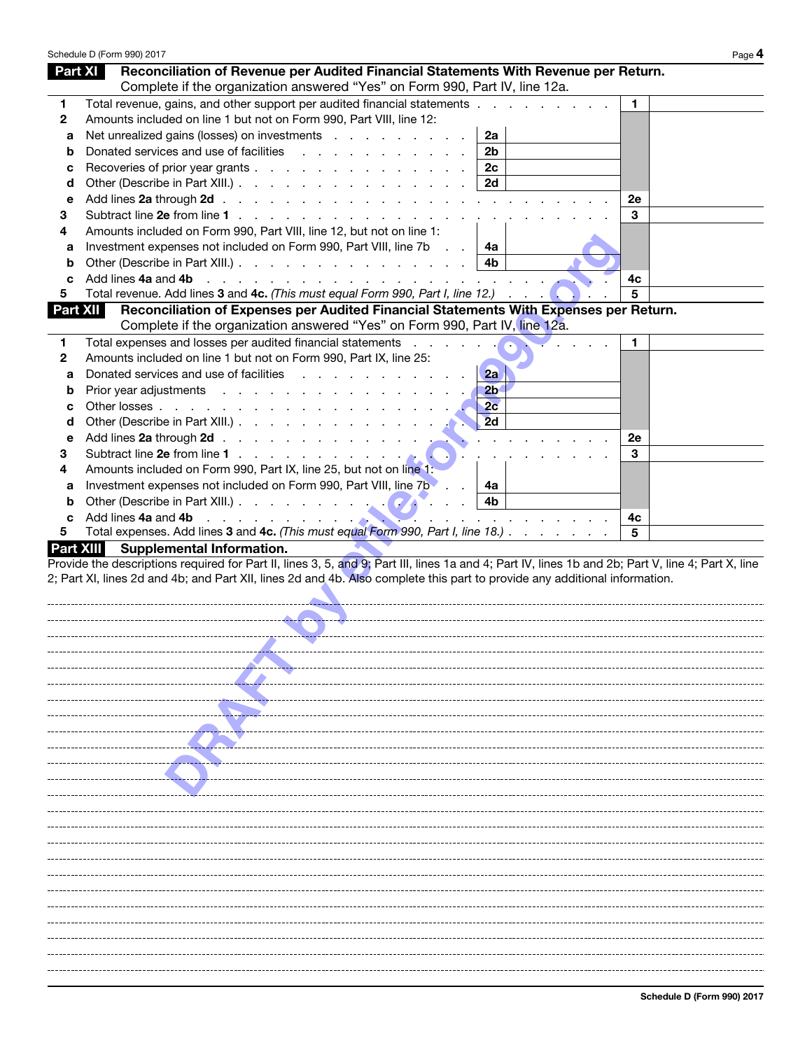## Part XI Reconciliation of Revenue per Audited Financial Statements With Revenue per Return.

Complete if the organization answered "Yes" on Form 990, Part IV, line 12a.

| | | | | | |
|---|---|---|---|---|---|
| **1** | Total revenue, gains, and other support per audited financial statements | | | **1** | |
| **2** | Amounts included on line 1 but not on Form 990, Part VIII, line 12: | | | | |
| **a** | Net unrealized gains (losses) on investments | **2a** | | | |
| **b** | Donated services and use of facilities | **2b** | | | |
| **c** | Recoveries of prior year grants | **2c** | | | |
| **d** | Other (Describe in Part XIII.) | **2d** | | | |
| **e** | Add lines **2a** through **2d** | | | **2e** | |
| **3** | Subtract line **2e** from line **1** | | | **3** | |
| **4** | Amounts included on Form 990, Part VIII, line 12, but not on line 1: | | | | |
| **a** | Investment expenses not included on Form 990, Part VIII, line 7b | **4a** | | | |
| **b** | Other (Describe in Part XIII.) | **4b** | | | |
| **c** | Add lines **4a** and **4b** | | | **4c** | |
| **5** | Total revenue. Add lines **3** and **4c.** *(This must equal Form 990, Part I, line 12.)* | | | **5** | |

## Part XII Reconciliation of Expenses per Audited Financial Statements With Expenses per Return.

Complete if the organization answered "Yes" on Form 990, Part IV, line 12a.

| | | | | | |
|---|---|---|---|---|---|
| **1** | Total expenses and losses per audited financial statements | | | **1** | |
| **2** | Amounts included on line 1 but not on Form 990, Part IX, line 25: | | | | |
| **a** | Donated services and use of facilities | **2a** | | | |
| **b** | Prior year adjustments | **2b** | | | |
| **c** | Other losses | **2c** | | | |
| **d** | Other (Describe in Part XIII.) | **2d** | | | |
| **e** | Add lines **2a** through **2d** | | | **2e** | |
| **3** | Subtract line **2e** from line **1** | | | **3** | |
| **4** | Amounts included on Form 990, Part IX, line 25, but not on line 1: | | | | |
| **a** | Investment expenses not included on Form 990, Part VIII, line 7b | **4a** | | | |
| **b** | Other (Describe in Part XIII.) | **4b** | | | |
| **c** | Add lines **4a** and **4b** | | | **4c** | |
| **5** | Total expenses. Add lines **3** and **4c.** *(This must equal Form 990, Part I, line 18.)* | | | **5** | |

## Part XIII Supplemental Information.

Provide the descriptions required for Part II, lines 3, 5, and 9; Part III, lines 1a and 4; Part IV, lines 1b and 2b; Part V, line 4; Part X, line 2; Part XI, lines 2d and 4b; and Part XII, lines 2d and 4b. Also complete this part to provide any additional information.

DRAFT by efile.form990.org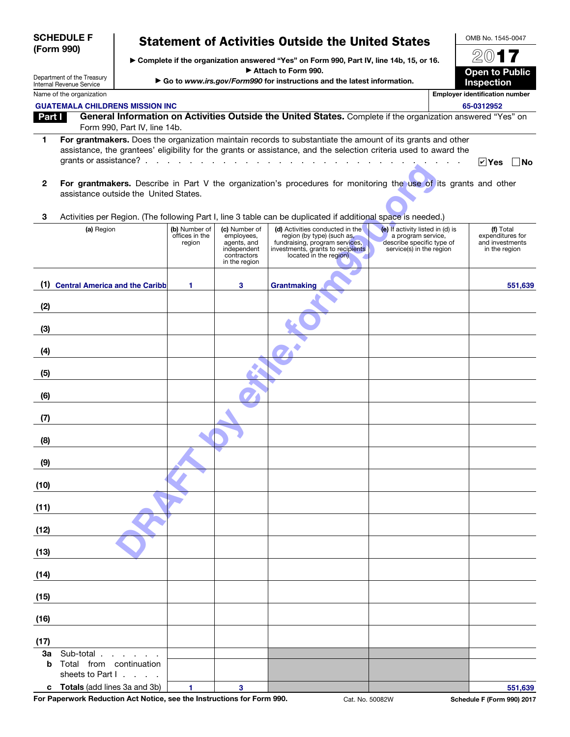**SCHEDULE F (Form 990)**

Department of the Treasury
Internal Revenue Service

# Statement of Activities Outside the United States

▶ Complete if the organization answered "Yes" on Form 990, Part IV, line 14b, 15, or 16.
▶ Attach to Form 990.
▶ Go to *www.irs.gov/Form990* for instructions and the latest information.

OMB No. 1545-0047

**2017**

**Open to Public Inspection**

Name of the organization: GUATEMALA CHILDRENS MISSION INC

Employer identification number: 65-0312952

**Part I** **General Information on Activities Outside the United States.** Complete if the organization answered "Yes" on Form 990, Part IV, line 14b.

**1** **For grantmakers.** Does the organization maintain records to substantiate the amount of its grants and other assistance, the grantees' eligibility for the grants or assistance, and the selection criteria used to award the grants or assistance? . . . . . ☑ Yes ☐ No

**2** **For grantmakers.** Describe in Part V the organization's procedures for monitoring the use of its grants and other assistance outside the United States.

**3** Activities per Region. (The following Part I, line 3 table can be duplicated if additional space is needed.)

| | (a) Region | (b) Number of offices in the region | (c) Number of employees, agents, and independent contractors in the region | (d) Activities conducted in the region (by type) (such as, fundraising, program services, investments, grants to recipients located in the region) | (e) If activity listed in (d) is a program service, describe specific type of service(s) in the region | (f) Total expenditures for and investments in the region |
|---|---|---|---|---|---|---|
| (1) | Central America and the Caribb | 1 | 3 | Grantmaking | | 551,639 |
| (2) | | | | | | |
| (3) | | | | | | |
| (4) | | | | | | |
| (5) | | | | | | |
| (6) | | | | | | |
| (7) | | | | | | |
| (8) | | | | | | |
| (9) | | | | | | |
| (10) | | | | | | |
| (11) | | | | | | |
| (12) | | | | | | |
| (13) | | | | | | |
| (14) | | | | | | |
| (15) | | | | | | |
| (16) | | | | | | |
| (17) | | | | | | |
| 3a | Sub-total . . . . . . | | | | | |
| b | Total from continuation sheets to Part I . . . . | | | | | |
| c | **Totals** (add lines 3a and 3b) | 1 | 3 | | | 551,639 |

**For Paperwork Reduction Act Notice, see the Instructions for Form 990.** Cat. No. 50082W **Schedule F (Form 990) 2017**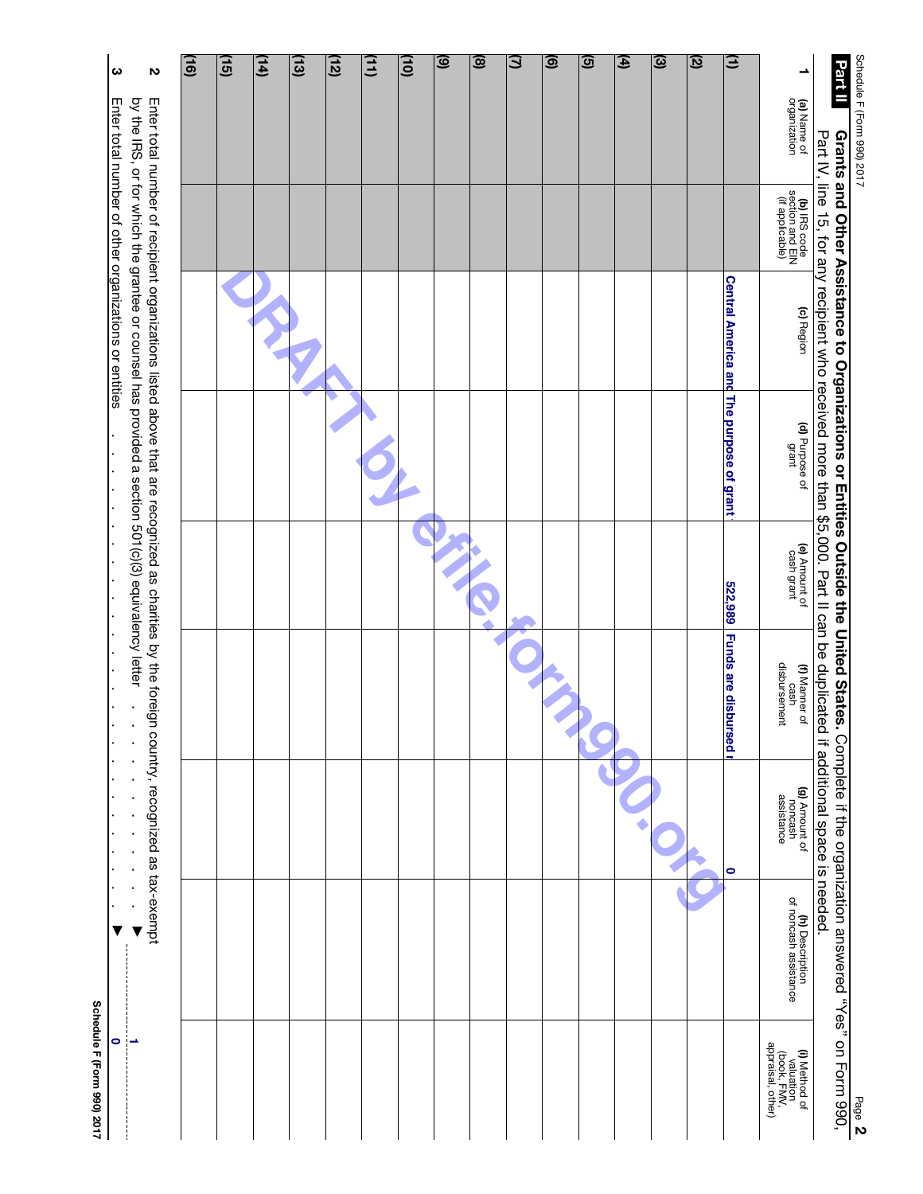Schedule F (Form 990) 2017 Page **2**

## Part II Grants and Other Assistance to Organizations or Entities Outside the United States.

Complete if the organization answered "Yes" on Form 990, Part IV, line 15, for any recipient who received more than $5,000. Part II can be duplicated if additional space is needed.

**1**

| | (a) Name of organization | (b) IRS code section and EIN (if applicable) | (c) Region | (d) Purpose of grant | (e) Amount of cash grant | (f) Manner of cash disbursement | (g) Amount of noncash assistance | (h) Description of noncash assistance | (i) Method of valuation (book, FMV, appraisal, other) |
|---|---|---|---|---|---|---|---|---|---|
| (1) | | | Central America and | The purpose of grant | 522,989 | Funds are disbursed | 0 | | |
| (2) | | | | | | | | | |
| (3) | | | | | | | | | |
| (4) | | | | | | | | | |
| (5) | | | | | | | | | |
| (6) | | | | | | | | | |
| (7) | | | | | | | | | |
| (8) | | | | | | | | | |
| (9) | | | | | | | | | |
| (10) | | | | | | | | | |
| (11) | | | | | | | | | |
| (12) | | | | | | | | | |
| (13) | | | | | | | | | |
| (14) | | | | | | | | | |
| (15) | | | | | | | | | |
| (16) | | | | | | | | | |

**2** Enter total number of recipient organizations listed above that are recognized as charities by the foreign country, recognized as tax-exempt by the IRS, or for which the grantee or counsel has provided a section 501(c)(3) equivalency letter . . . . . . . . . . . . . ▶ 1

**3** Enter total number of other organizations or entities . . . . . . . . . . . . . . . . . . . ▶ 0

**Schedule F (Form 990) 2017**

DRAFT by efile.form990.org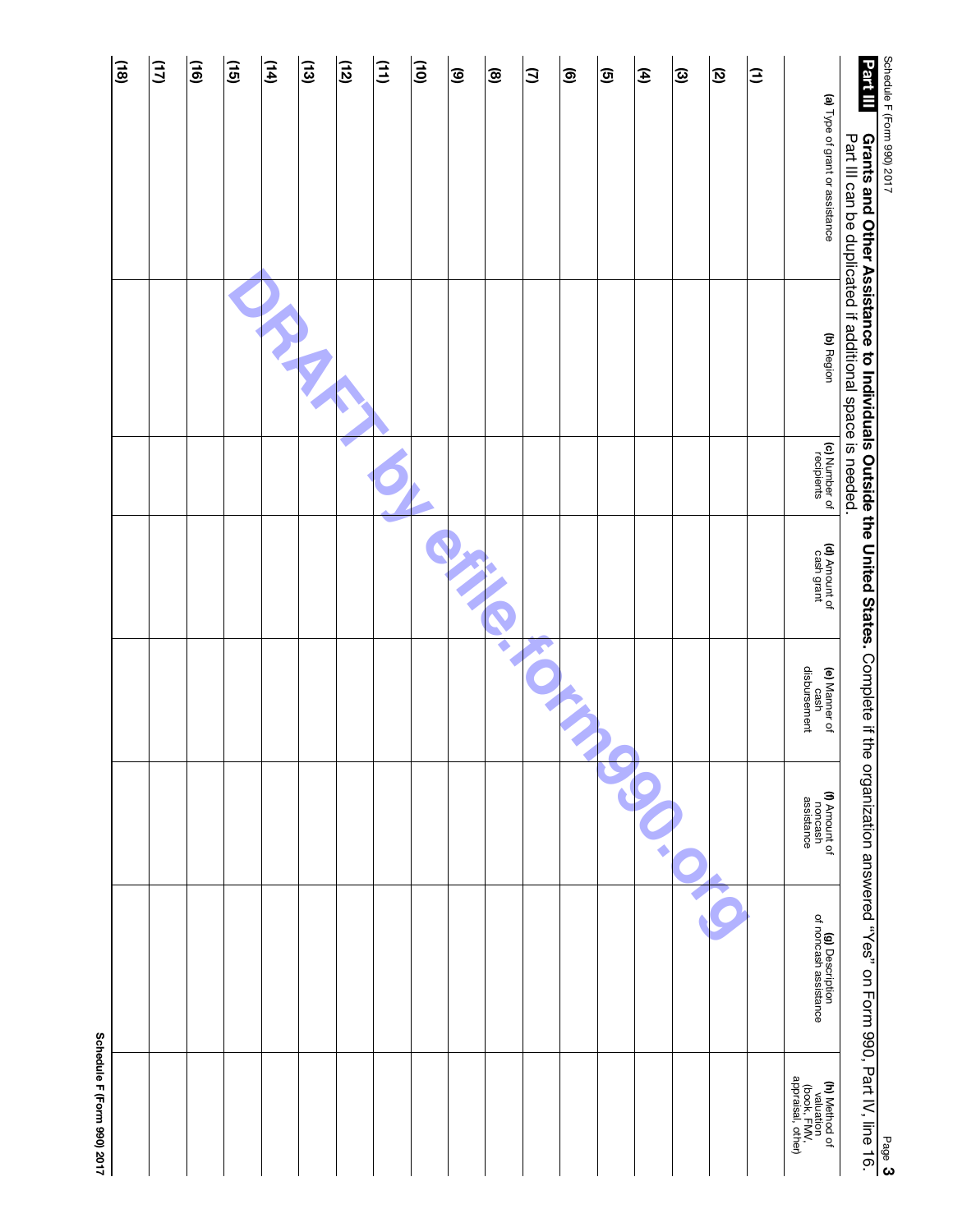## Part III Grants and Other Assistance to Individuals Outside the United States. 

Complete if the organization answered "Yes" on Form 990, Part IV, line 16. Part III can be duplicated if additional space is needed.

| | (a) Type of grant or assistance | (b) Region | (c) Number of recipients | (d) Amount of cash grant | (e) Manner of cash disbursement | (f) Amount of noncash assistance | (g) Description of noncash assistance | (h) Method of valuation (book, FMV, appraisal, other) |
|---|---|---|---|---|---|---|---|---|
| (1) | | | | | | | | |
| (2) | | | | | | | | |
| (3) | | | | | | | | |
| (4) | | | | | | | | |
| (5) | | | | | | | | |
| (6) | | | | | | | | |
| (7) | | | | | | | | |
| (8) | | | | | | | | |
| (9) | | | | | | | | |
| (10) | | | | | | | | |
| (11) | | | | | | | | |
| (12) | | | | | | | | |
| (13) | | | | | | | | |
| (14) | | | | | | | | |
| (15) | | | | | | | | |
| (16) | | | | | | | | |
| (17) | | | | | | | | |
| (18) | | | | | | | | |

DRAFT by efile.form990.org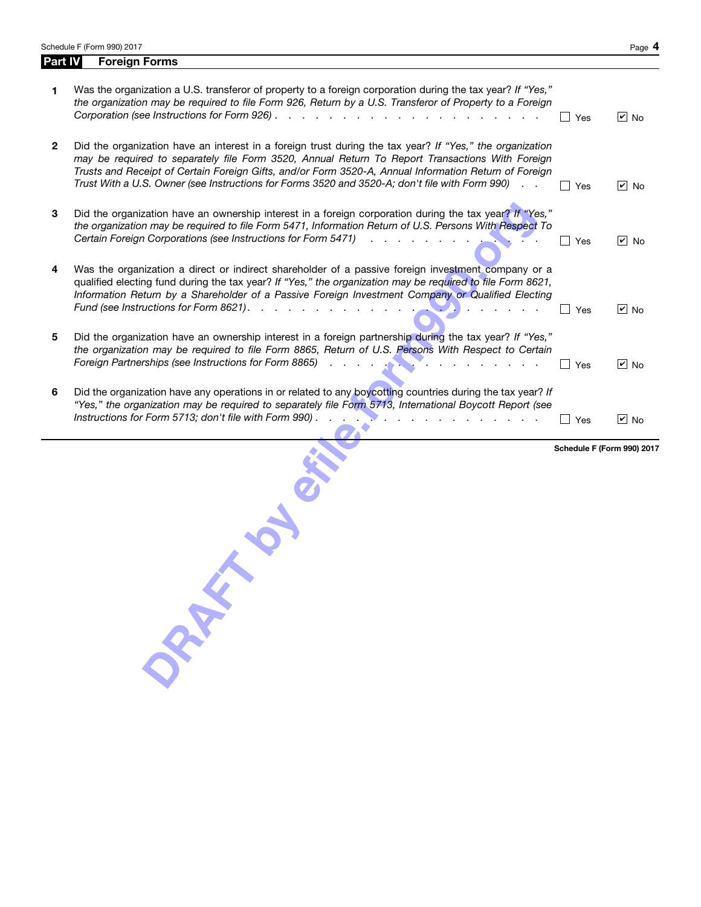## Part IV Foreign Forms

| | | Yes | No |
|---|---|---|---|
| **1** | Was the organization a U.S. transferor of property to a foreign corporation during the tax year? *If "Yes," the organization may be required to file Form 926, Return by a U.S. Transferor of Property to a Foreign Corporation (see Instructions for Form 926)* | ☐ | ☑ |
| **2** | Did the organization have an interest in a foreign trust during the tax year? *If "Yes," the organization may be required to separately file Form 3520, Annual Return To Report Transactions With Foreign Trusts and Receipt of Certain Foreign Gifts, and/or Form 3520-A, Annual Information Return of Foreign Trust With a U.S. Owner (see Instructions for Forms 3520 and 3520-A; don't file with Form 990)* | ☐ | ☑ |
| **3** | Did the organization have an ownership interest in a foreign corporation during the tax year? *If "Yes," the organization may be required to file Form 5471, Information Return of U.S. Persons With Respect To Certain Foreign Corporations (see Instructions for Form 5471)* | ☐ | ☑ |
| **4** | Was the organization a direct or indirect shareholder of a passive foreign investment company or a qualified electing fund during the tax year? *If "Yes," the organization may be required to file Form 8621, Information Return by a Shareholder of a Passive Foreign Investment Company or Qualified Electing Fund (see Instructions for Form 8621)* | ☐ | ☑ |
| **5** | Did the organization have an ownership interest in a foreign partnership during the tax year? *If "Yes," the organization may be required to file Form 8865, Return of U.S. Persons With Respect to Certain Foreign Partnerships (see Instructions for Form 8865)* | ☐ | ☑ |
| **6** | Did the organization have any operations in or related to any boycotting countries during the tax year? *If "Yes," the organization may be required to separately file Form 5713, International Boycott Report (see Instructions for Form 5713; don't file with Form 990)* | ☐ | ☑ |

DRAFT by efile.form990.org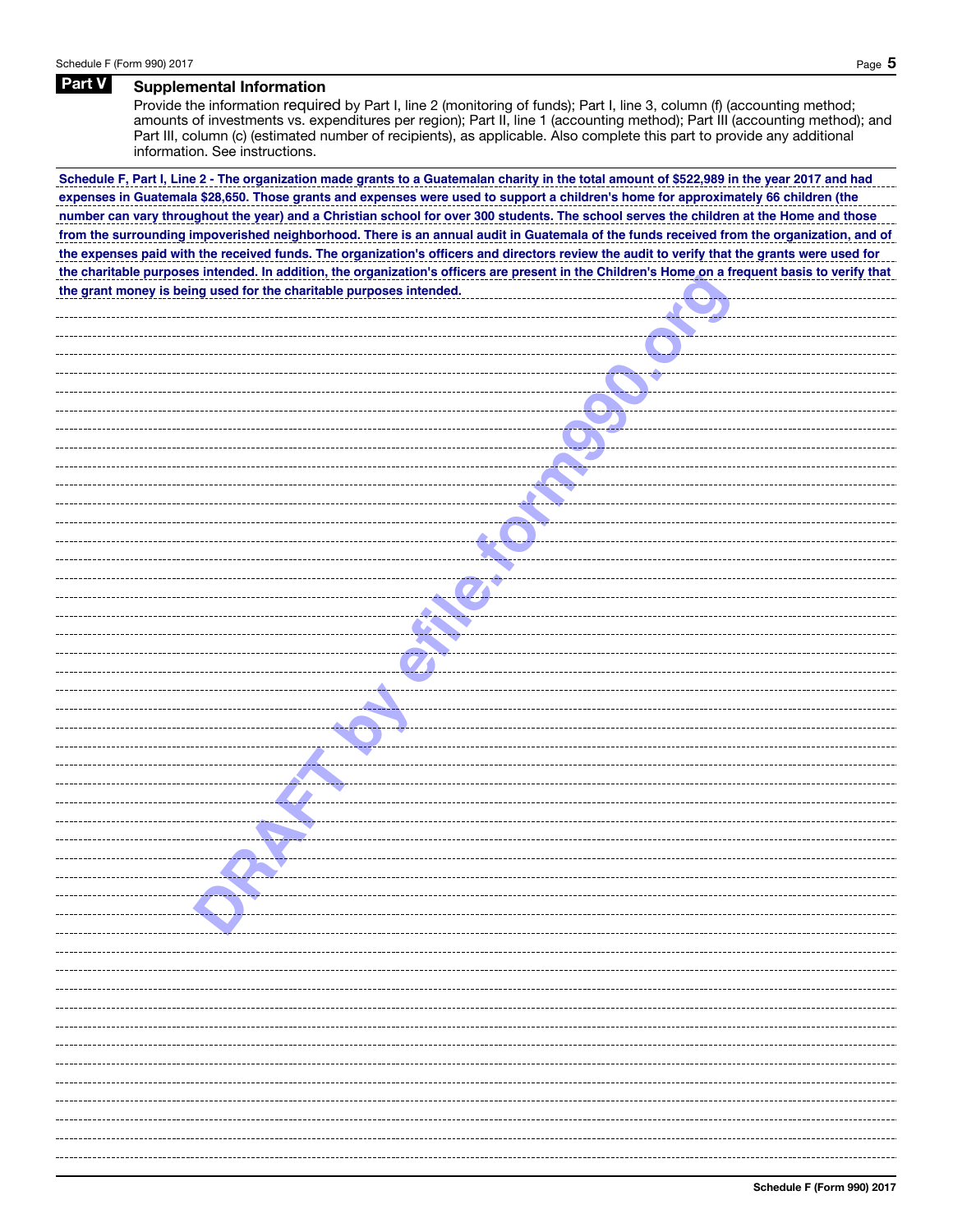## Part V Supplemental Information

Provide the information required by Part I, line 2 (monitoring of funds); Part I, line 3, column (f) (accounting method; amounts of investments vs. expenditures per region); Part II, line 1 (accounting method); Part III (accounting method); and Part III, column (c) (estimated number of recipients), as applicable. Also complete this part to provide any additional information. See instructions.

**Schedule F, Part I, Line 2 - The organization made grants to a Guatemalan charity in the total amount of $522,989 in the year 2017 and had expenses in Guatemala $28,650. Those grants and expenses were used to support a children's home for approximately 66 children (the number can vary throughout the year) and a Christian school for over 300 students. The school serves the children at the Home and those from the surrounding impoverished neighborhood. There is an annual audit in Guatemala of the funds received from the organization, and of the expenses paid with the received funds. The organization's officers and directors review the audit to verify that the grants were used for the charitable purposes intended. In addition, the organization's officers are present in the Children's Home on a frequent basis to verify that the grant money is being used for the charitable purposes intended.**

DRAFT by efile.form990.org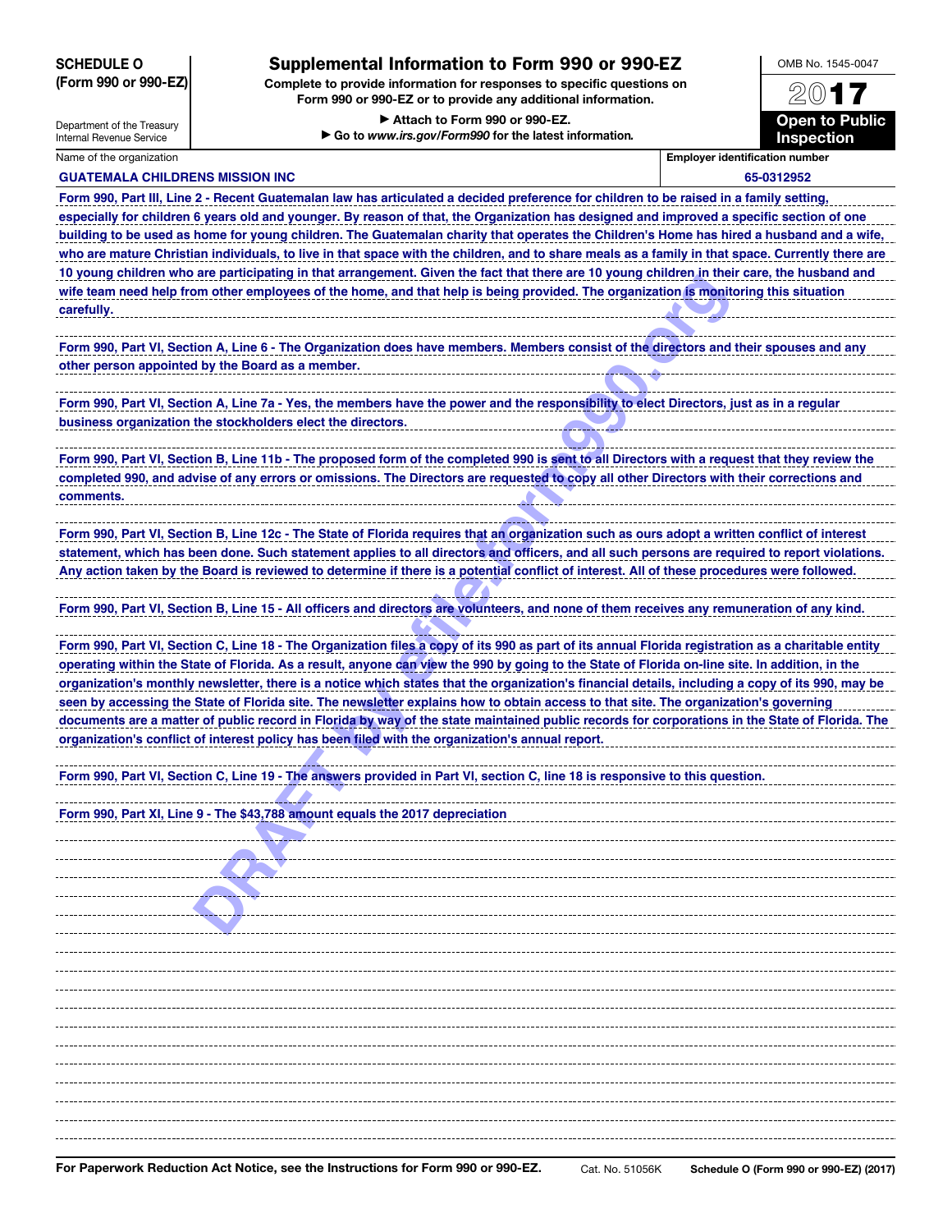**SCHEDULE O (Form 990 or 990-EZ)**

Department of the Treasury
Internal Revenue Service

# Supplemental Information to Form 990 or 990-EZ

**Complete to provide information for responses to specific questions on Form 990 or 990-EZ or to provide any additional information.**

▶ Attach to Form 990 or 990-EZ.

▶ Go to *www.irs.gov/Form990* for the latest information.

OMB No. 1545-0047

**2017**

**Open to Public Inspection**

| Name of the organization | Employer identification number |
|---|---|
| GUATEMALA CHILDRENS MISSION INC | 65-0312952 |

Form 990, Part III, Line 2 - Recent Guatemalan law has articulated a decided preference for children to be raised in a family setting, especially for children 6 years old and younger. By reason of that, the Organization has designed and improved a specific section of one building to be used as home for young children. The Guatemalan charity that operates the Children's Home has hired a husband and a wife, who are mature Christian individuals, to live in that space with the children, and to share meals as a family in that space. Currently there are 10 young children who are participating in that arrangement. Given the fact that there are 10 young children in their care, the husband and wife team need help from other employees of the home, and that help is being provided. The organization is monitoring this situation carefully.

Form 990, Part VI, Section A, Line 6 - The Organization does have members. Members consist of the directors and their spouses and any other person appointed by the Board as a member.

Form 990, Part VI, Section A, Line 7a - Yes, the members have the power and the responsibility to elect Directors, just as in a regular business organization the stockholders elect the directors.

Form 990, Part VI, Section B, Line 11b - The proposed form of the completed 990 is sent to all Directors with a request that they review the completed 990, and advise of any errors or omissions. The Directors are requested to copy all other Directors with their corrections and comments.

Form 990, Part VI, Section B, Line 12c - The State of Florida requires that an organization such as ours adopt a written conflict of interest statement, which has been done. Such statement applies to all directors and officers, and all such persons are required to report violations. Any action taken by the Board is reviewed to determine if there is a potential conflict of interest. All of these procedures were followed.

Form 990, Part VI, Section B, Line 15 - All officers and directors are volunteers, and none of them receives any remuneration of any kind.

Form 990, Part VI, Section C, Line 18 - The Organization files a copy of its 990 as part of its annual Florida registration as a charitable entity operating within the State of Florida. As a result, anyone can view the 990 by going to the State of Florida on-line site. In addition, in the organization's monthly newsletter, there is a notice which states that the organization's financial details, including a copy of its 990, may be seen by accessing the State of Florida site. The newsletter explains how to obtain access to that site. The organization's governing documents are a matter of public record in Florida by way of the state maintained public records for corporations in the State of Florida. The organization's conflict of interest policy has been filed with the organization's annual report.

Form 990, Part VI, Section C, Line 19 - The answers provided in Part VI, section C, line 18 is responsive to this question.

Form 990, Part XI, Line 9 - The $43,788 amount equals the 2017 depreciation

**For Paperwork Reduction Act Notice, see the Instructions for Form 990 or 990-EZ.** Cat. No. 51056K **Schedule O (Form 990 or 990-EZ) (2017)**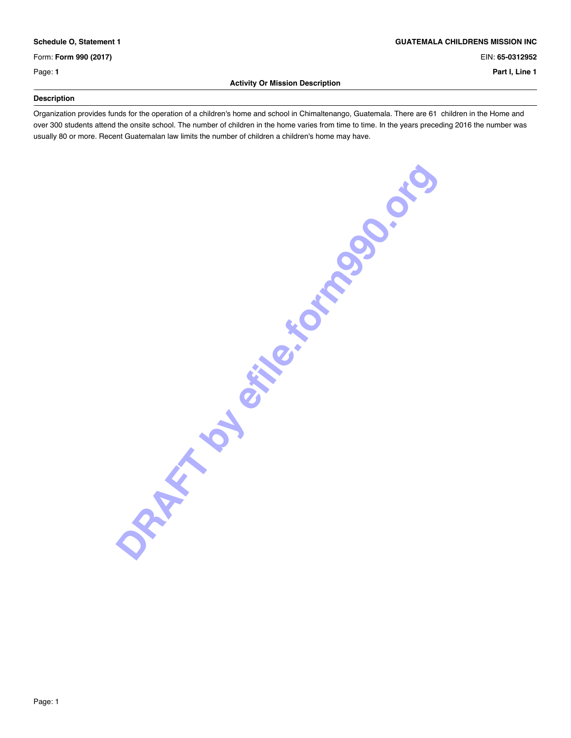**Schedule O, Statement 1** | **GUATEMALA CHILDRENS MISSION INC**

Form: **Form 990 (2017)** | EIN: **65-0312952**

Page: **1** | **Part I, Line 1**

### Activity Or Mission Description

**Description**

Organization provides funds for the operation of a children's home and school in Chimaltenango, Guatemala. There are 61 children in the Home and over 300 students attend the onsite school. The number of children in the home varies from time to time. In the years preceding 2016 the number was usually 80 or more. Recent Guatemalan law limits the number of children a children's home may have.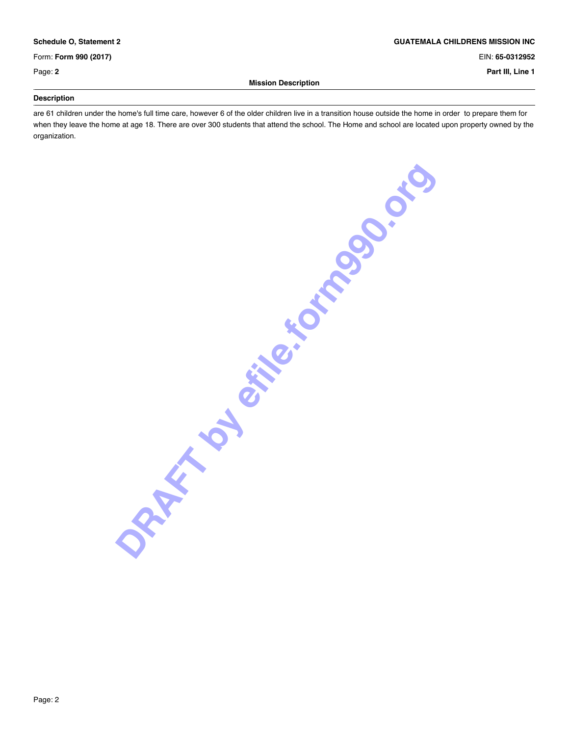Schedule O, Statement 2

Form: **Form 990 (2017)**

**GUATEMALA CHILDRENS MISSION INC**

EIN: **65-0312952**

**Part III, Line 1**

**Mission Description**

**Description**

are 61 children under the home's full time care, however 6 of the older children live in a transition house outside the home in order to prepare them for when they leave the home at age 18. There are over 300 students that attend the school. The Home and school are located upon property owned by the organization.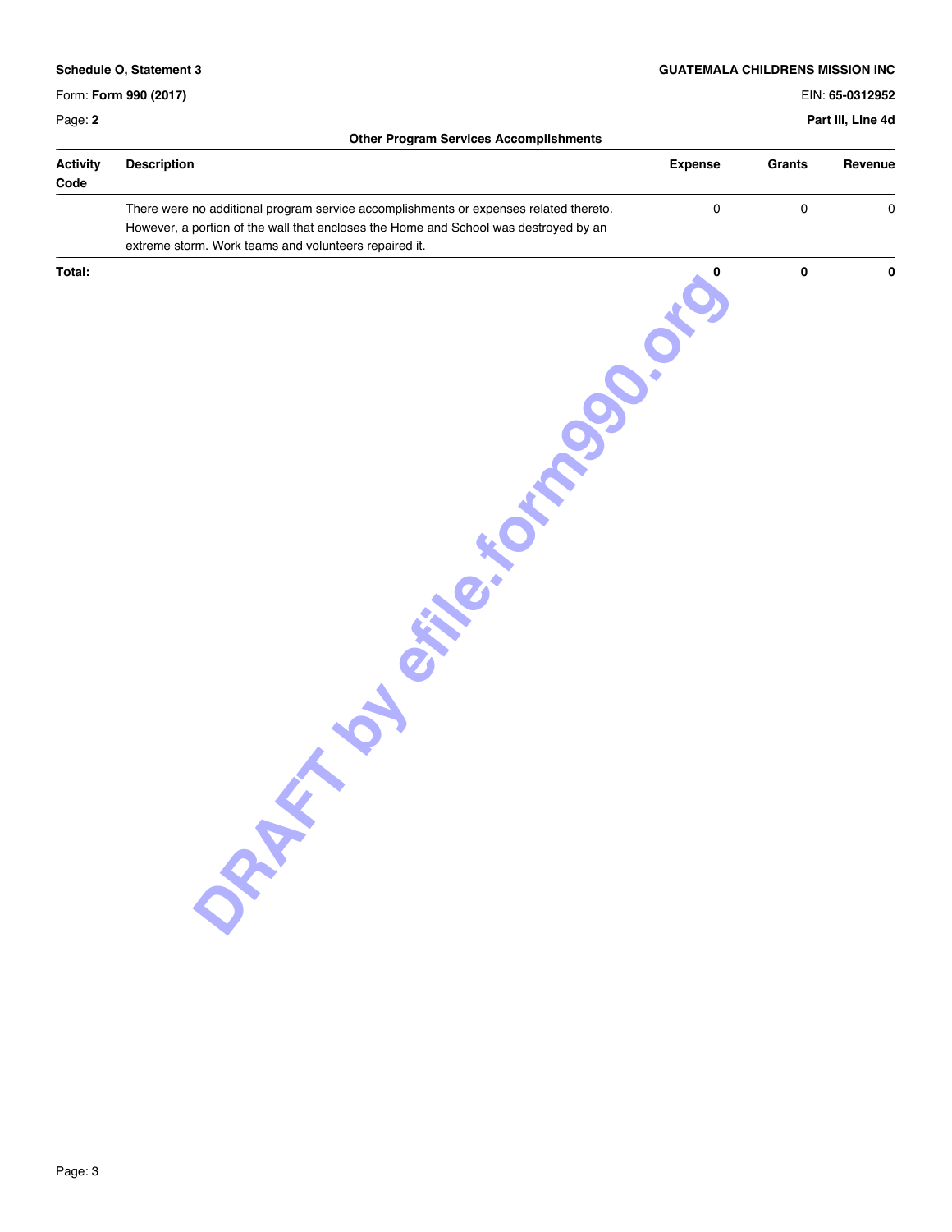**Schedule O, Statement 3** | **GUATEMALA CHILDRENS MISSION INC**

Form: **Form 990 (2017)** | EIN: **65-0312952**

Page: **2** | **Part III, Line 4d**

### Other Program Services Accomplishments

| Activity Code | Description | Expense | Grants | Revenue |
|---|---|---|---|---|
| | There were no additional program service accomplishments or expenses related thereto. However, a portion of the wall that encloses the Home and School was destroyed by an extreme storm. Work teams and volunteers repaired it. | 0 | 0 | 0 |
| **Total:** | | **0** | **0** | **0** |

DRAFT by efile.form990.org